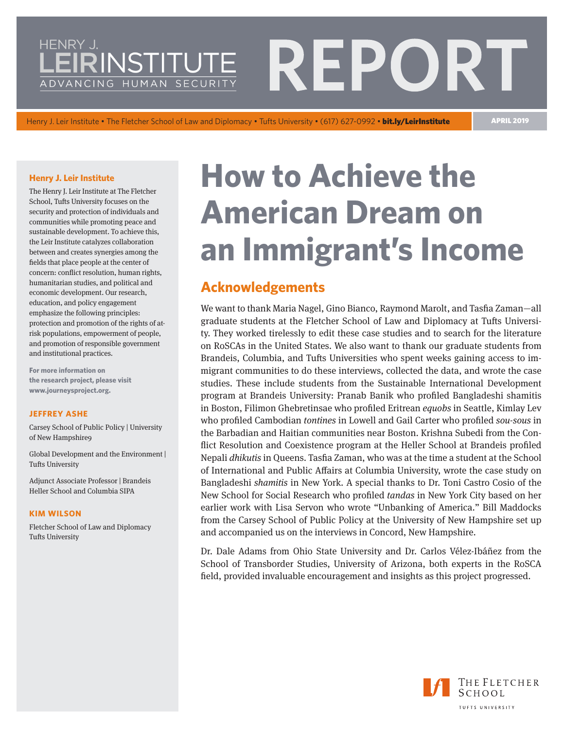HENRY J.
LEIR INSTITUTE
ADVANCING HUMAN SECURITY

# REPORT

Henry J. Leir Institute • The Fletcher School of Law and Diplomacy • Tufts University • (617) 627-0992 • **bit.ly/LeirInstitute**

APRIL 2019

# How to Achieve the American Dream on an Immigrant's Income

## Acknowledgements

We want to thank Maria Nagel, Gino Bianco, Raymond Marolt, and Tasfia Zaman—all graduate students at the Fletcher School of Law and Diplomacy at Tufts University. They worked tirelessly to edit these case studies and to search for the literature on RoSCAs in the United States. We also want to thank our graduate students from Brandeis, Columbia, and Tufts Universities who spent weeks gaining access to immigrant communities to do these interviews, collected the data, and wrote the case studies. These include students from the Sustainable International Development program at Brandeis University: Pranab Banik who profiled Bangladeshi shamitis in Boston, Filimon Ghebretinsae who profiled Eritrean *equobs* in Seattle, Kimlay Lev who profiled Cambodian *tontines* in Lowell and Gail Carter who profiled *sou-sous* in the Barbadian and Haitian communities near Boston. Krishna Subedi from the Conflict Resolution and Coexistence program at the Heller School at Brandeis profiled Nepali *dhikutis* in Queens. Tasfia Zaman, who was at the time a student at the School of International and Public Affairs at Columbia University, wrote the case study on Bangladeshi *shamitis* in New York. A special thanks to Dr. Toni Castro Cosio of the New School for Social Research who profiled *tandas* in New York City based on her earlier work with Lisa Servon who wrote "Unbanking of America." Bill Maddocks from the Carsey School of Public Policy at the University of New Hampshire set up and accompanied us on the interviews in Concord, New Hampshire.

Dr. Dale Adams from Ohio State University and Dr. Carlos Vélez-Ibáñez from the School of Transborder Studies, University of Arizona, both experts in the RoSCA field, provided invaluable encouragement and insights as this project progressed.

---

**Henry J. Leir Institute**

The Henry J. Leir Institute at The Fletcher School, Tufts University focuses on the security and protection of individuals and communities while promoting peace and sustainable development. To achieve this, the Leir Institute catalyzes collaboration between and creates synergies among the fields that place people at the center of concern: conflict resolution, human rights, humanitarian studies, and political and economic development. Our research, education, and policy engagement emphasize the following principles: protection and promotion of the rights of at-risk populations, empowerment of people, and promotion of responsible government and institutional practices.

**For more information on the research project, please visit www.journeysproject.org.**

**JEFFREY ASHE**

Carsey School of Public Policy | University of New Hampshire9

Global Development and the Environment | Tufts University

Adjunct Associate Professor | Brandeis Heller School and Columbia SIPA

**KIM WILSON**

Fletcher School of Law and Diplomacy Tufts University

The Fletcher School
Tufts University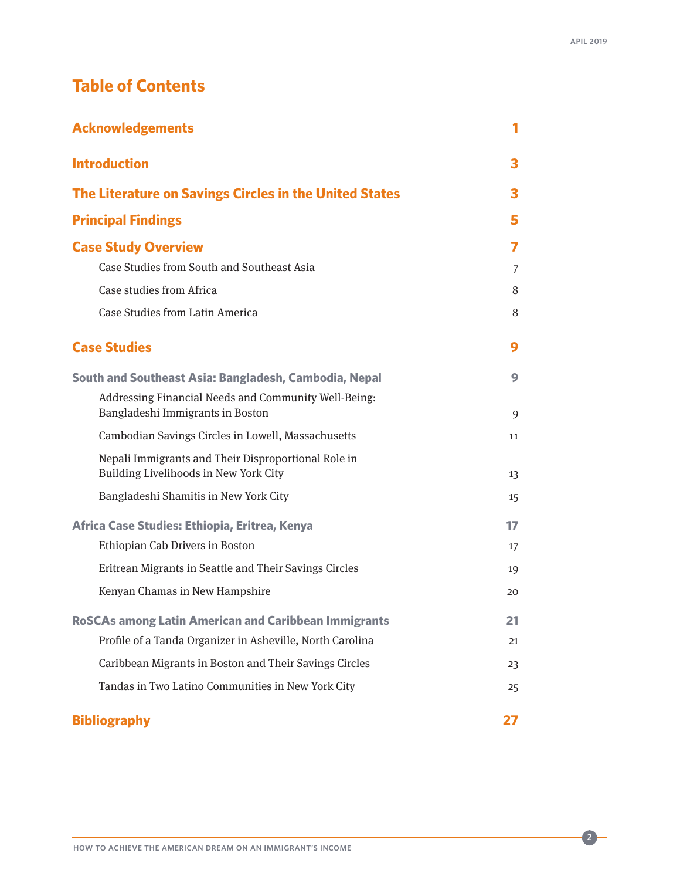# Table of Contents

| | |
|---|---|
| **Acknowledgements** | **1** |
| **Introduction** | **3** |
| **The Literature on Savings Circles in the United States** | **3** |
| **Principal Findings** | **5** |
| **Case Study Overview** | **7** |
| Case Studies from South and Southeast Asia | 7 |
| Case studies from Africa | 8 |
| Case Studies from Latin America | 8 |
| **Case Studies** | **9** |
| **South and Southeast Asia: Bangladesh, Cambodia, Nepal** | **9** |
| Addressing Financial Needs and Community Well-Being: Bangladeshi Immigrants in Boston | 9 |
| Cambodian Savings Circles in Lowell, Massachusetts | 11 |
| Nepali Immigrants and Their Disproportional Role in Building Livelihoods in New York City | 13 |
| Bangladeshi Shamitis in New York City | 15 |
| **Africa Case Studies: Ethiopia, Eritrea, Kenya** | **17** |
| Ethiopian Cab Drivers in Boston | 17 |
| Eritrean Migrants in Seattle and Their Savings Circles | 19 |
| Kenyan Chamas in New Hampshire | 20 |
| **RoSCAs among Latin American and Caribbean Immigrants** | **21** |
| Profile of a Tanda Organizer in Asheville, North Carolina | 21 |
| Caribbean Migrants in Boston and Their Savings Circles | 23 |
| Tandas in Two Latino Communities in New York City | 25 |
| **Bibliography** | **27** |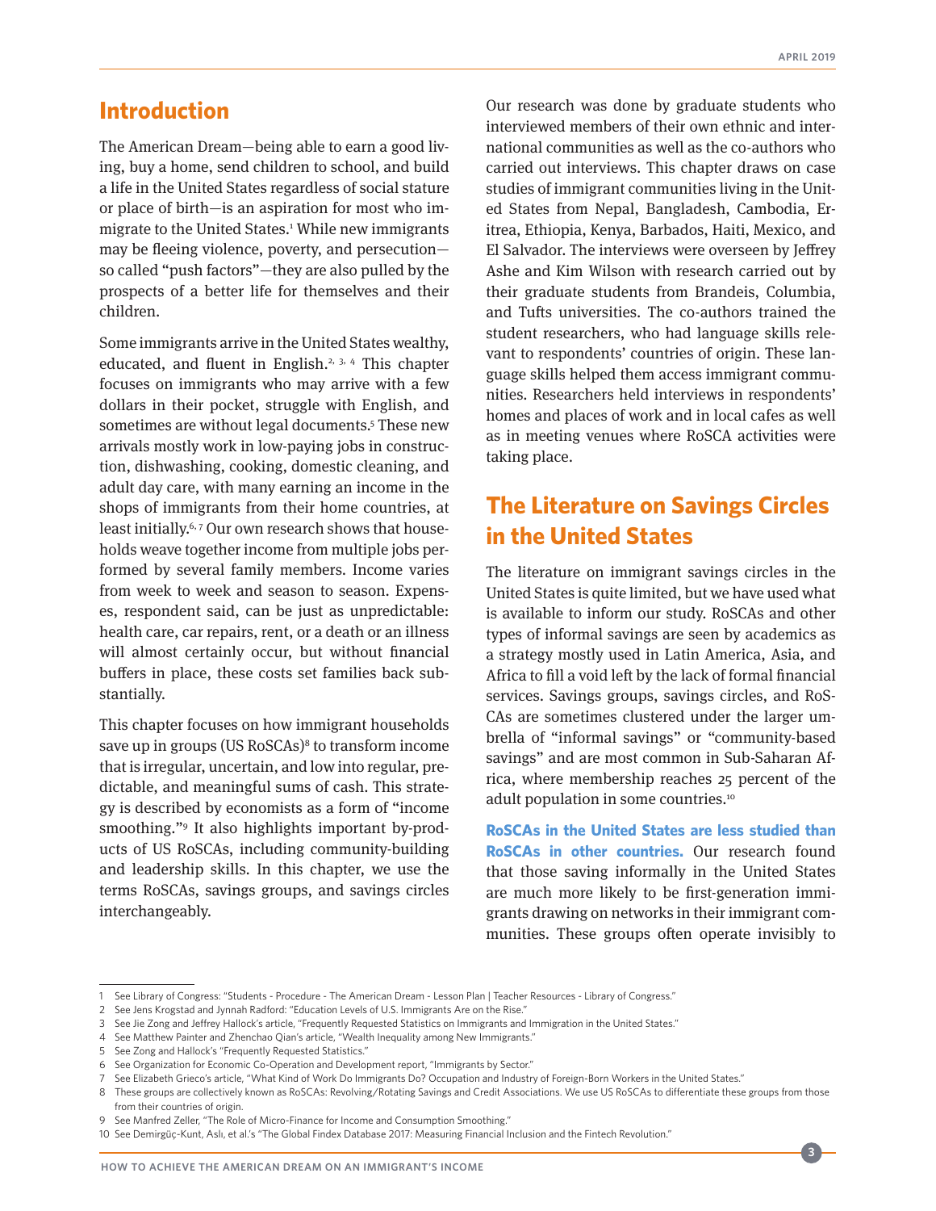## Introduction

The American Dream—being able to earn a good living, buy a home, send children to school, and build a life in the United States regardless of social stature or place of birth—is an aspiration for most who immigrate to the United States.[1] While new immigrants may be fleeing violence, poverty, and persecution—so called "push factors"—they are also pulled by the prospects of a better life for themselves and their children.

Some immigrants arrive in the United States wealthy, educated, and fluent in English.[2, 3, 4] This chapter focuses on immigrants who may arrive with a few dollars in their pocket, struggle with English, and sometimes are without legal documents.[5] These new arrivals mostly work in low-paying jobs in construction, dishwashing, cooking, domestic cleaning, and adult day care, with many earning an income in the shops of immigrants from their home countries, at least initially.[6, 7] Our own research shows that households weave together income from multiple jobs performed by several family members. Income varies from week to week and season to season. Expenses, respondent said, can be just as unpredictable: health care, car repairs, rent, or a death or an illness will almost certainly occur, but without financial buffers in place, these costs set families back substantially.

This chapter focuses on how immigrant households save up in groups (US RoSCAs)[8] to transform income that is irregular, uncertain, and low into regular, predictable, and meaningful sums of cash. This strategy is described by economists as a form of "income smoothing."[9] It also highlights important by-products of US RoSCAs, including community-building and leadership skills. In this chapter, we use the terms RoSCAs, savings groups, and savings circles interchangeably.

Our research was done by graduate students who interviewed members of their own ethnic and international communities as well as the co-authors who carried out interviews. This chapter draws on case studies of immigrant communities living in the United States from Nepal, Bangladesh, Cambodia, Eritrea, Ethiopia, Kenya, Barbados, Haiti, Mexico, and El Salvador. The interviews were overseen by Jeffrey Ashe and Kim Wilson with research carried out by their graduate students from Brandeis, Columbia, and Tufts universities. The co-authors trained the student researchers, who had language skills relevant to respondents' countries of origin. These language skills helped them access immigrant communities. Researchers held interviews in respondents' homes and places of work and in local cafes as well as in meeting venues where RoSCA activities were taking place.

## The Literature on Savings Circles in the United States

The literature on immigrant savings circles in the United States is quite limited, but we have used what is available to inform our study. RoSCAs and other types of informal savings are seen by academics as a strategy mostly used in Latin America, Asia, and Africa to fill a void left by the lack of formal financial services. Savings groups, savings circles, and RoSCAs are sometimes clustered under the larger umbrella of "informal savings" or "community-based savings" and are most common in Sub-Saharan Africa, where membership reaches 25 percent of the adult population in some countries.[10]

**RoSCAs in the United States are less studied than RoSCAs in other countries.** Our research found that those saving informally in the United States are much more likely to be first-generation immigrants drawing on networks in their immigrant communities. These groups often operate invisibly to

---

1 See Library of Congress: "Students - Procedure - The American Dream - Lesson Plan | Teacher Resources - Library of Congress."

2 See Jens Krogstad and Jynnah Radford: "Education Levels of U.S. Immigrants Are on the Rise."

3 See Jie Zong and Jeffrey Hallock's article, "Frequently Requested Statistics on Immigrants and Immigration in the United States."

4 See Matthew Painter and Zhenchao Qian's article, "Wealth Inequality among New Immigrants."

5 See Zong and Hallock's "Frequently Requested Statistics."

6 See Organization for Economic Co-Operation and Development report, "Immigrants by Sector."

7 See Elizabeth Grieco's article, "What Kind of Work Do Immigrants Do? Occupation and Industry of Foreign-Born Workers in the United States."

8 These groups are collectively known as RoSCAs: Revolving/Rotating Savings and Credit Associations. We use US RoSCAs to differentiate these groups from those from their countries of origin.

9 See Manfred Zeller, "The Role of Micro-Finance for Income and Consumption Smoothing."

10 See Demirgüç-Kunt, Aslı, et al.'s "The Global Findex Database 2017: Measuring Financial Inclusion and the Fintech Revolution."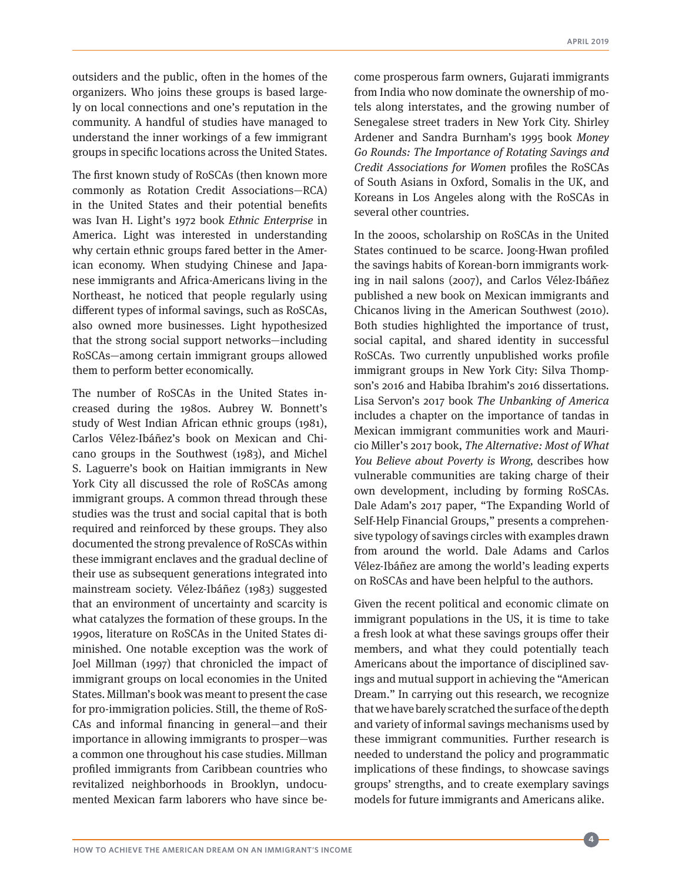outsiders and the public, often in the homes of the organizers. Who joins these groups is based largely on local connections and one's reputation in the community. A handful of studies have managed to understand the inner workings of a few immigrant groups in specific locations across the United States.

The first known study of RoSCAs (then known more commonly as Rotation Credit Associations—RCA) in the United States and their potential benefits was Ivan H. Light's 1972 book *Ethnic Enterprise* in America. Light was interested in understanding why certain ethnic groups fared better in the American economy. When studying Chinese and Japanese immigrants and Africa-Americans living in the Northeast, he noticed that people regularly using different types of informal savings, such as RoSCAs, also owned more businesses. Light hypothesized that the strong social support networks—including RoSCAs—among certain immigrant groups allowed them to perform better economically.

The number of RoSCAs in the United States increased during the 1980s. Aubrey W. Bonnett's study of West Indian African ethnic groups (1981), Carlos Vélez-Ibáñez's book on Mexican and Chicano groups in the Southwest (1983), and Michel S. Laguerre's book on Haitian immigrants in New York City all discussed the role of RoSCAs among immigrant groups. A common thread through these studies was the trust and social capital that is both required and reinforced by these groups. They also documented the strong prevalence of RoSCAs within these immigrant enclaves and the gradual decline of their use as subsequent generations integrated into mainstream society. Vélez-Ibáñez (1983) suggested that an environment of uncertainty and scarcity is what catalyzes the formation of these groups. In the 1990s, literature on RoSCAs in the United States diminished. One notable exception was the work of Joel Millman (1997) that chronicled the impact of immigrant groups on local economies in the United States. Millman's book was meant to present the case for pro-immigration policies. Still, the theme of RoSCAs and informal financing in general—and their importance in allowing immigrants to prosper—was a common one throughout his case studies. Millman profiled immigrants from Caribbean countries who revitalized neighborhoods in Brooklyn, undocumented Mexican farm laborers who have since become prosperous farm owners, Gujarati immigrants from India who now dominate the ownership of motels along interstates, and the growing number of Senegalese street traders in New York City. Shirley Ardener and Sandra Burnham's 1995 book *Money Go Rounds: The Importance of Rotating Savings and Credit Associations for Women* profiles the RoSCAs of South Asians in Oxford, Somalis in the UK, and Koreans in Los Angeles along with the RoSCAs in several other countries.

In the 2000s, scholarship on RoSCAs in the United States continued to be scarce. Joong-Hwan profiled the savings habits of Korean-born immigrants working in nail salons (2007), and Carlos Vélez-Ibáñez published a new book on Mexican immigrants and Chicanos living in the American Southwest (2010). Both studies highlighted the importance of trust, social capital, and shared identity in successful RoSCAs. Two currently unpublished works profile immigrant groups in New York City: Silva Thompson's 2016 and Habiba Ibrahim's 2016 dissertations. Lisa Servon's 2017 book *The Unbanking of America* includes a chapter on the importance of tandas in Mexican immigrant communities work and Mauricio Miller's 2017 book, *The Alternative: Most of What You Believe about Poverty is Wrong,* describes how vulnerable communities are taking charge of their own development, including by forming RoSCAs. Dale Adam's 2017 paper, "The Expanding World of Self-Help Financial Groups," presents a comprehensive typology of savings circles with examples drawn from around the world. Dale Adams and Carlos Vélez-Ibáñez are among the world's leading experts on RoSCAs and have been helpful to the authors.

Given the recent political and economic climate on immigrant populations in the US, it is time to take a fresh look at what these savings groups offer their members, and what they could potentially teach Americans about the importance of disciplined savings and mutual support in achieving the "American Dream." In carrying out this research, we recognize that we have barely scratched the surface of the depth and variety of informal savings mechanisms used by these immigrant communities. Further research is needed to understand the policy and programmatic implications of these findings, to showcase savings groups' strengths, and to create exemplary savings models for future immigrants and Americans alike.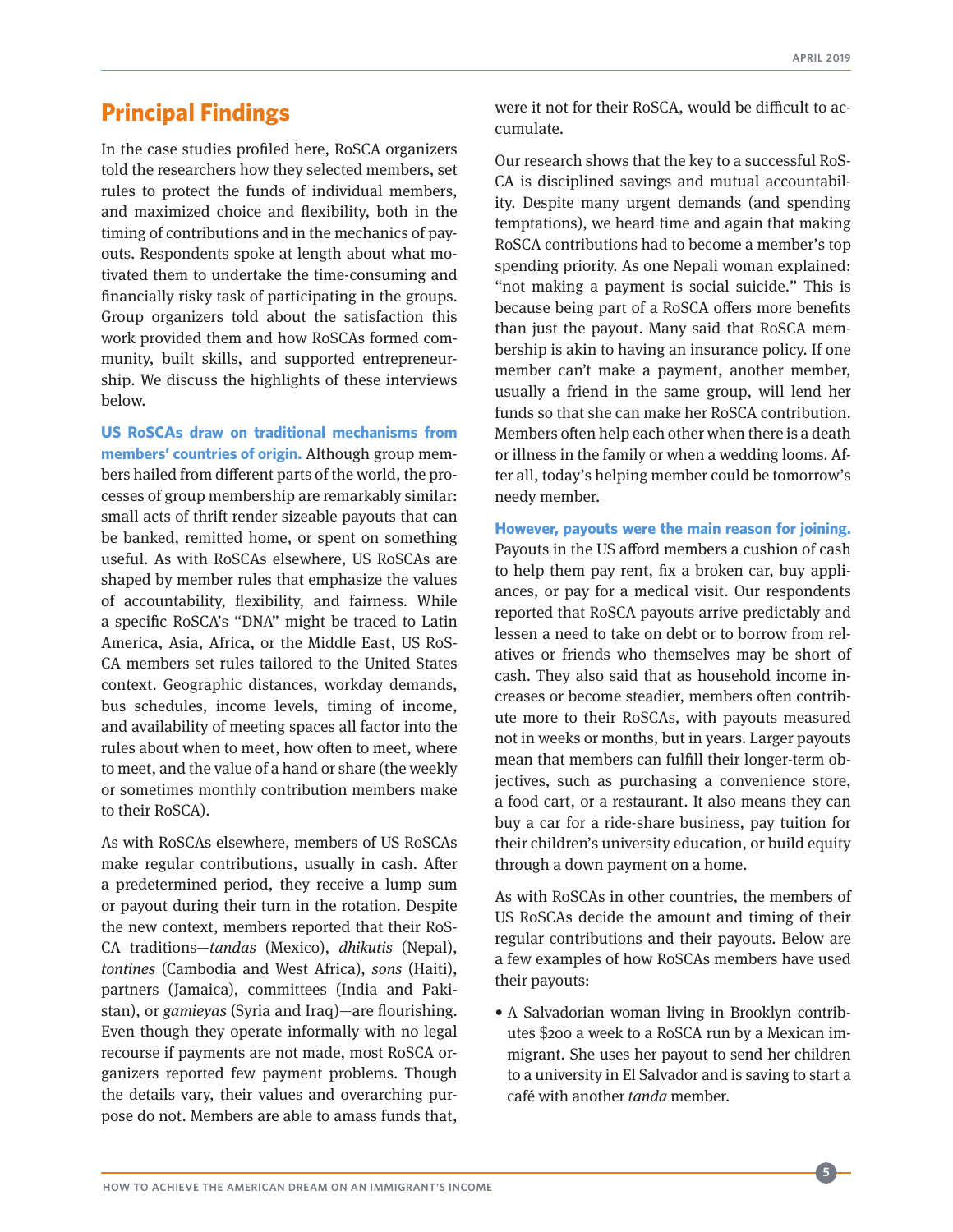## Principal Findings

In the case studies profiled here, RoSCA organizers told the researchers how they selected members, set rules to protect the funds of individual members, and maximized choice and flexibility, both in the timing of contributions and in the mechanics of payouts. Respondents spoke at length about what motivated them to undertake the time-consuming and financially risky task of participating in the groups. Group organizers told about the satisfaction this work provided them and how RoSCAs formed community, built skills, and supported entrepreneurship. We discuss the highlights of these interviews below.

**US RoSCAs draw on traditional mechanisms from members' countries of origin.** Although group members hailed from different parts of the world, the processes of group membership are remarkably similar: small acts of thrift render sizeable payouts that can be banked, remitted home, or spent on something useful. As with RoSCAs elsewhere, US RoSCAs are shaped by member rules that emphasize the values of accountability, flexibility, and fairness. While a specific RoSCA's "DNA" might be traced to Latin America, Asia, Africa, or the Middle East, US RoSCA members set rules tailored to the United States context. Geographic distances, workday demands, bus schedules, income levels, timing of income, and availability of meeting spaces all factor into the rules about when to meet, how often to meet, where to meet, and the value of a hand or share (the weekly or sometimes monthly contribution members make to their RoSCA).

As with RoSCAs elsewhere, members of US RoSCAs make regular contributions, usually in cash. After a predetermined period, they receive a lump sum or payout during their turn in the rotation. Despite the new context, members reported that their RoSCA traditions—*tandas* (Mexico), *dhikutis* (Nepal), *tontines* (Cambodia and West Africa), *sons* (Haiti), partners (Jamaica), committees (India and Pakistan), or *gamieyas* (Syria and Iraq)—are flourishing. Even though they operate informally with no legal recourse if payments are not made, most RoSCA organizers reported few payment problems. Though the details vary, their values and overarching purpose do not. Members are able to amass funds that, were it not for their RoSCA, would be difficult to accumulate.

Our research shows that the key to a successful RoSCA is disciplined savings and mutual accountability. Despite many urgent demands (and spending temptations), we heard time and again that making RoSCA contributions had to become a member's top spending priority. As one Nepali woman explained: "not making a payment is social suicide." This is because being part of a RoSCA offers more benefits than just the payout. Many said that RoSCA membership is akin to having an insurance policy. If one member can't make a payment, another member, usually a friend in the same group, will lend her funds so that she can make her RoSCA contribution. Members often help each other when there is a death or illness in the family or when a wedding looms. After all, today's helping member could be tomorrow's needy member.

**However, payouts were the main reason for joining.** Payouts in the US afford members a cushion of cash to help them pay rent, fix a broken car, buy appliances, or pay for a medical visit. Our respondents reported that RoSCA payouts arrive predictably and lessen a need to take on debt or to borrow from relatives or friends who themselves may be short of cash. They also said that as household income increases or become steadier, members often contribute more to their RoSCAs, with payouts measured not in weeks or months, but in years. Larger payouts mean that members can fulfill their longer-term objectives, such as purchasing a convenience store, a food cart, or a restaurant. It also means they can buy a car for a ride-share business, pay tuition for their children's university education, or build equity through a down payment on a home.

As with RoSCAs in other countries, the members of US RoSCAs decide the amount and timing of their regular contributions and their payouts. Below are a few examples of how RoSCAs members have used their payouts:

- A Salvadorian woman living in Brooklyn contributes $200 a week to a RoSCA run by a Mexican immigrant. She uses her payout to send her children to a university in El Salvador and is saving to start a café with another *tanda* member.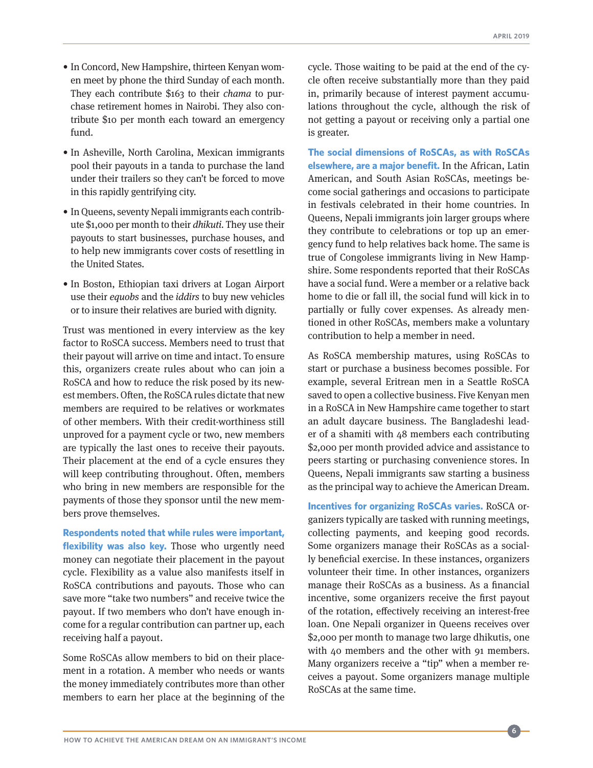- In Concord, New Hampshire, thirteen Kenyan women meet by phone the third Sunday of each month. They each contribute $163 to their *chama* to purchase retirement homes in Nairobi. They also contribute $10 per month each toward an emergency fund.
- In Asheville, North Carolina, Mexican immigrants pool their payouts in a tanda to purchase the land under their trailers so they can't be forced to move in this rapidly gentrifying city.
- In Queens, seventy Nepali immigrants each contribute $1,000 per month to their *dhikuti*. They use their payouts to start businesses, purchase houses, and to help new immigrants cover costs of resettling in the United States.
- In Boston, Ethiopian taxi drivers at Logan Airport use their *equobs* and the *iddirs* to buy new vehicles or to insure their relatives are buried with dignity.

Trust was mentioned in every interview as the key factor to RoSCA success. Members need to trust that their payout will arrive on time and intact. To ensure this, organizers create rules about who can join a RoSCA and how to reduce the risk posed by its newest members. Often, the RoSCA rules dictate that new members are required to be relatives or workmates of other members. With their credit-worthiness still unproved for a payment cycle or two, new members are typically the last ones to receive their payouts. Their placement at the end of a cycle ensures they will keep contributing throughout. Often, members who bring in new members are responsible for the payments of those they sponsor until the new members prove themselves.

**Respondents noted that while rules were important, flexibility was also key.** Those who urgently need money can negotiate their placement in the payout cycle. Flexibility as a value also manifests itself in RoSCA contributions and payouts. Those who can save more "take two numbers" and receive twice the payout. If two members who don't have enough income for a regular contribution can partner up, each receiving half a payout.

Some RoSCAs allow members to bid on their placement in a rotation. A member who needs or wants the money immediately contributes more than other members to earn her place at the beginning of the cycle. Those waiting to be paid at the end of the cycle often receive substantially more than they paid in, primarily because of interest payment accumulations throughout the cycle, although the risk of not getting a payout or receiving only a partial one is greater.

**The social dimensions of RoSCAs, as with RoSCAs elsewhere, are a major benefit.** In the African, Latin American, and South Asian RoSCAs, meetings become social gatherings and occasions to participate in festivals celebrated in their home countries. In Queens, Nepali immigrants join larger groups where they contribute to celebrations or top up an emergency fund to help relatives back home. The same is true of Congolese immigrants living in New Hampshire. Some respondents reported that their RoSCAs have a social fund. Were a member or a relative back home to die or fall ill, the social fund will kick in to partially or fully cover expenses. As already mentioned in other RoSCAs, members make a voluntary contribution to help a member in need.

As RoSCA membership matures, using RoSCAs to start or purchase a business becomes possible. For example, several Eritrean men in a Seattle RoSCA saved to open a collective business. Five Kenyan men in a RoSCA in New Hampshire came together to start an adult daycare business. The Bangladeshi leader of a shamiti with 48 members each contributing $2,000 per month provided advice and assistance to peers starting or purchasing convenience stores. In Queens, Nepali immigrants saw starting a business as the principal way to achieve the American Dream.

**Incentives for organizing RoSCAs varies.** RoSCA organizers typically are tasked with running meetings, collecting payments, and keeping good records. Some organizers manage their RoSCAs as a socially beneficial exercise. In these instances, organizers volunteer their time. In other instances, organizers manage their RoSCAs as a business. As a financial incentive, some organizers receive the first payout of the rotation, effectively receiving an interest-free loan. One Nepali organizer in Queens receives over $2,000 per month to manage two large dhikutis, one with 40 members and the other with 91 members. Many organizers receive a "tip" when a member receives a payout. Some organizers manage multiple RoSCAs at the same time.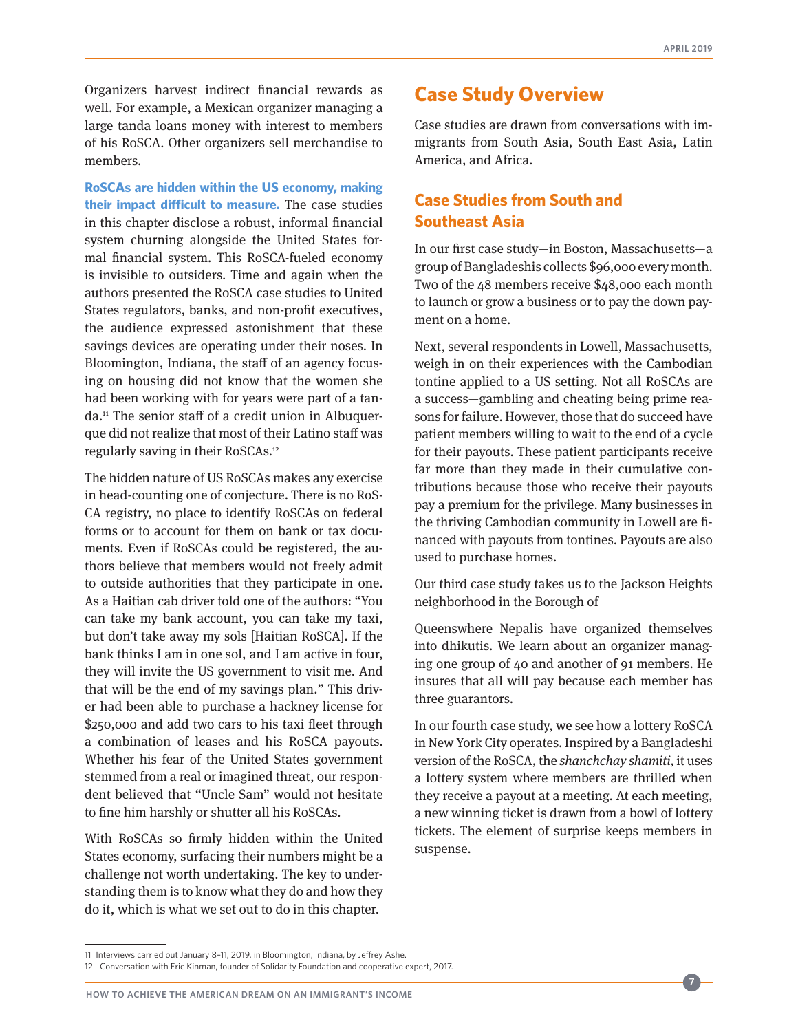Organizers harvest indirect financial rewards as well. For example, a Mexican organizer managing a large tanda loans money with interest to members of his RoSCA. Other organizers sell merchandise to members.

**RoSCAs are hidden within the US economy, making their impact difficult to measure.** The case studies in this chapter disclose a robust, informal financial system churning alongside the United States formal financial system. This RoSCA-fueled economy is invisible to outsiders. Time and again when the authors presented the RoSCA case studies to United States regulators, banks, and non-profit executives, the audience expressed astonishment that these savings devices are operating under their noses. In Bloomington, Indiana, the staff of an agency focusing on housing did not know that the women she had been working with for years were part of a tanda.[11] The senior staff of a credit union in Albuquerque did not realize that most of their Latino staff was regularly saving in their RoSCAs.[12]

The hidden nature of US RoSCAs makes any exercise in head-counting one of conjecture. There is no RoSCA registry, no place to identify RoSCAs on federal forms or to account for them on bank or tax documents. Even if RoSCAs could be registered, the authors believe that members would not freely admit to outside authorities that they participate in one. As a Haitian cab driver told one of the authors: "You can take my bank account, you can take my taxi, but don't take away my sols [Haitian RoSCA]. If the bank thinks I am in one sol, and I am active in four, they will invite the US government to visit me. And that will be the end of my savings plan." This driver had been able to purchase a hackney license for $250,000 and add two cars to his taxi fleet through a combination of leases and his RoSCA payouts. Whether his fear of the United States government stemmed from a real or imagined threat, our respondent believed that "Uncle Sam" would not hesitate to fine him harshly or shutter all his RoSCAs.

With RoSCAs so firmly hidden within the United States economy, surfacing their numbers might be a challenge not worth undertaking. The key to understanding them is to know what they do and how they do it, which is what we set out to do in this chapter.

## Case Study Overview

Case studies are drawn from conversations with immigrants from South Asia, South East Asia, Latin America, and Africa.

### Case Studies from South and Southeast Asia

In our first case study—in Boston, Massachusetts—a group of Bangladeshis collects $96,000 every month. Two of the 48 members receive $48,000 each month to launch or grow a business or to pay the down payment on a home.

Next, several respondents in Lowell, Massachusetts, weigh in on their experiences with the Cambodian tontine applied to a US setting. Not all RoSCAs are a success—gambling and cheating being prime reasons for failure. However, those that do succeed have patient members willing to wait to the end of a cycle for their payouts. These patient participants receive far more than they made in their cumulative contributions because those who receive their payouts pay a premium for the privilege. Many businesses in the thriving Cambodian community in Lowell are financed with payouts from tontines. Payouts are also used to purchase homes.

Our third case study takes us to the Jackson Heights neighborhood in the Borough of Queenswhere Nepalis have organized themselves into dhikutis. We learn about an organizer managing one group of 40 and another of 91 members. He insures that all will pay because each member has three guarantors.

In our fourth case study, we see how a lottery RoSCA in New York City operates. Inspired by a Bangladeshi version of the RoSCA, the *shanchchay shamiti*, it uses a lottery system where members are thrilled when they receive a payout at a meeting. At each meeting, a new winning ticket is drawn from a bowl of lottery tickets. The element of surprise keeps members in suspense.

---

11 Interviews carried out January 8–11, 2019, in Bloomington, Indiana, by Jeffrey Ashe.

12 Conversation with Eric Kinman, founder of Solidarity Foundation and cooperative expert, 2017.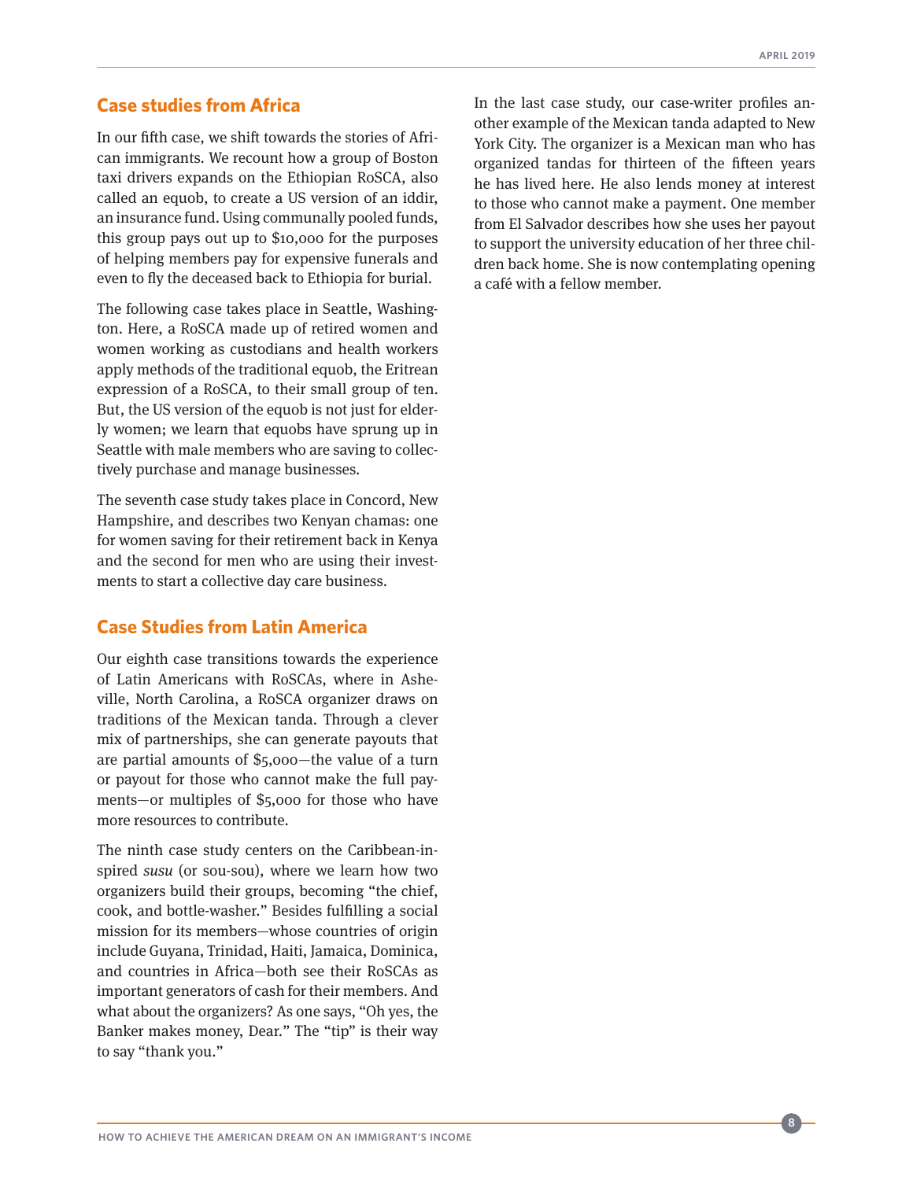## Case studies from Africa

In our fifth case, we shift towards the stories of African immigrants. We recount how a group of Boston taxi drivers expands on the Ethiopian RoSCA, also called an equob, to create a US version of an iddir, an insurance fund. Using communally pooled funds, this group pays out up to $10,000 for the purposes of helping members pay for expensive funerals and even to fly the deceased back to Ethiopia for burial.

The following case takes place in Seattle, Washington. Here, a RoSCA made up of retired women and women working as custodians and health workers apply methods of the traditional equob, the Eritrean expression of a RoSCA, to their small group of ten. But, the US version of the equob is not just for elderly women; we learn that equobs have sprung up in Seattle with male members who are saving to collectively purchase and manage businesses.

The seventh case study takes place in Concord, New Hampshire, and describes two Kenyan chamas: one for women saving for their retirement back in Kenya and the second for men who are using their investments to start a collective day care business.

## Case Studies from Latin America

Our eighth case transitions towards the experience of Latin Americans with RoSCAs, where in Asheville, North Carolina, a RoSCA organizer draws on traditions of the Mexican tanda. Through a clever mix of partnerships, she can generate payouts that are partial amounts of $5,000—the value of a turn or payout for those who cannot make the full payments—or multiples of $5,000 for those who have more resources to contribute.

The ninth case study centers on the Caribbean-inspired *susu* (or sou-sou), where we learn how two organizers build their groups, becoming "the chief, cook, and bottle-washer." Besides fulfilling a social mission for its members—whose countries of origin include Guyana, Trinidad, Haiti, Jamaica, Dominica, and countries in Africa—both see their RoSCAs as important generators of cash for their members. And what about the organizers? As one says, "Oh yes, the Banker makes money, Dear." The "tip" is their way to say "thank you."

In the last case study, our case-writer profiles another example of the Mexican tanda adapted to New York City. The organizer is a Mexican man who has organized tandas for thirteen of the fifteen years he has lived here. He also lends money at interest to those who cannot make a payment. One member from El Salvador describes how she uses her payout to support the university education of her three children back home. She is now contemplating opening a café with a fellow member.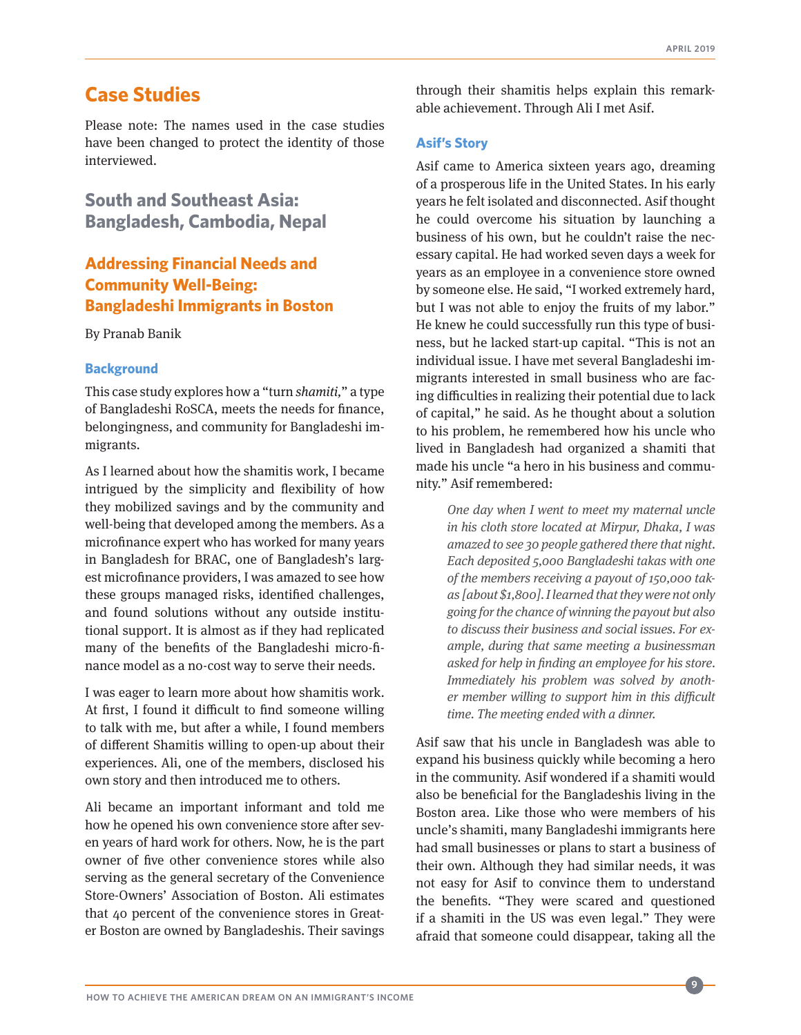# Case Studies

Please note: The names used in the case studies have been changed to protect the identity of those interviewed.

## South and Southeast Asia: Bangladesh, Cambodia, Nepal

## Addressing Financial Needs and Community Well-Being: Bangladeshi Immigrants in Boston

By Pranab Banik

### Background

This case study explores how a "turn *shamiti,*" a type of Bangladeshi RoSCA, meets the needs for finance, belongingness, and community for Bangladeshi immigrants.

As I learned about how the shamitis work, I became intrigued by the simplicity and flexibility of how they mobilized savings and by the community and well-being that developed among the members. As a microfinance expert who has worked for many years in Bangladesh for BRAC, one of Bangladesh's largest microfinance providers, I was amazed to see how these groups managed risks, identified challenges, and found solutions without any outside institutional support. It is almost as if they had replicated many of the benefits of the Bangladeshi micro-finance model as a no-cost way to serve their needs.

I was eager to learn more about how shamitis work. At first, I found it difficult to find someone willing to talk with me, but after a while, I found members of different Shamitis willing to open-up about their experiences. Ali, one of the members, disclosed his own story and then introduced me to others.

Ali became an important informant and told me how he opened his own convenience store after seven years of hard work for others. Now, he is the part owner of five other convenience stores while also serving as the general secretary of the Convenience Store-Owners' Association of Boston. Ali estimates that 40 percent of the convenience stores in Greater Boston are owned by Bangladeshis. Their savings through their shamitis helps explain this remarkable achievement. Through Ali I met Asif.

### Asif's Story

Asif came to America sixteen years ago, dreaming of a prosperous life in the United States. In his early years he felt isolated and disconnected. Asif thought he could overcome his situation by launching a business of his own, but he couldn't raise the necessary capital. He had worked seven days a week for years as an employee in a convenience store owned by someone else. He said, "I worked extremely hard, but I was not able to enjoy the fruits of my labor." He knew he could successfully run this type of business, but he lacked start-up capital. "This is not an individual issue. I have met several Bangladeshi immigrants interested in small business who are facing difficulties in realizing their potential due to lack of capital," he said. As he thought about a solution to his problem, he remembered how his uncle who lived in Bangladesh had organized a shamiti that made his uncle "a hero in his business and community." Asif remembered:

> *One day when I went to meet my maternal uncle in his cloth store located at Mirpur, Dhaka, I was amazed to see 30 people gathered there that night. Each deposited 5,000 Bangladeshi takas with one of the members receiving a payout of 150,000 takas [about $1,800]. I learned that they were not only going for the chance of winning the payout but also to discuss their business and social issues. For example, during that same meeting a businessman asked for help in finding an employee for his store. Immediately his problem was solved by another member willing to support him in this difficult time. The meeting ended with a dinner.*

Asif saw that his uncle in Bangladesh was able to expand his business quickly while becoming a hero in the community. Asif wondered if a shamiti would also be beneficial for the Bangladeshis living in the Boston area. Like those who were members of his uncle's shamiti, many Bangladeshi immigrants here had small businesses or plans to start a business of their own. Although they had similar needs, it was not easy for Asif to convince them to understand the benefits. "They were scared and questioned if a shamiti in the US was even legal." They were afraid that someone could disappear, taking all the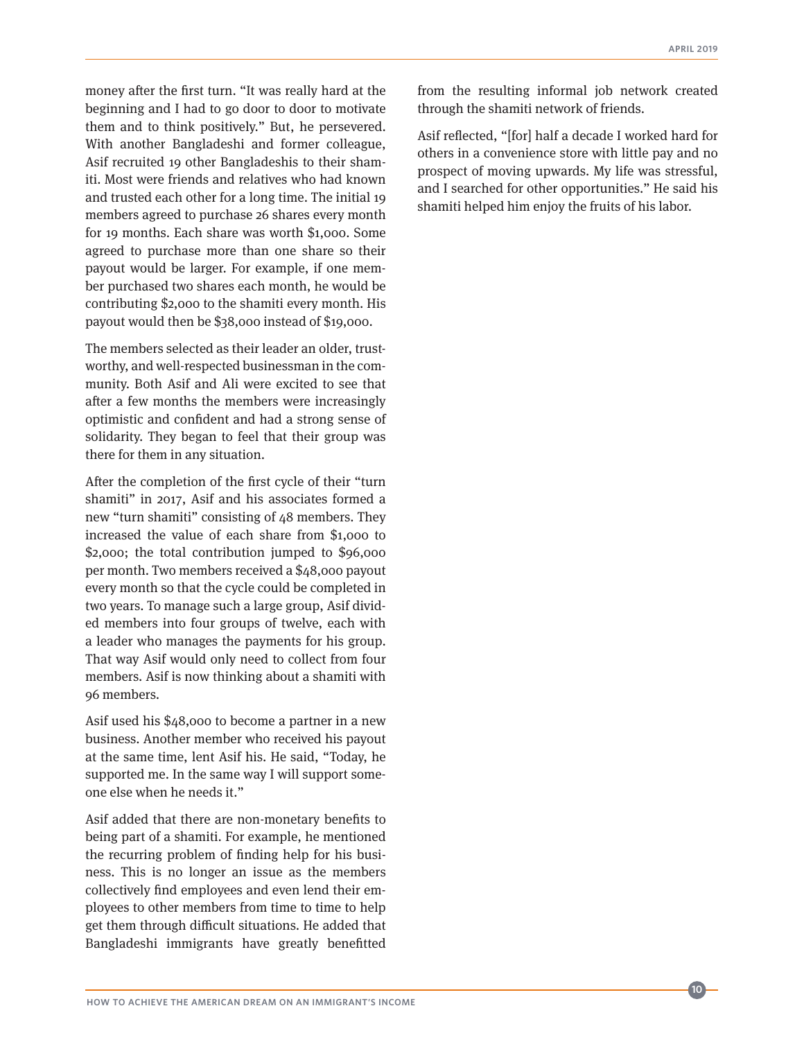money after the first turn. "It was really hard at the beginning and I had to go door to door to motivate them and to think positively." But, he persevered. With another Bangladeshi and former colleague, Asif recruited 19 other Bangladeshis to their shamiti. Most were friends and relatives who had known and trusted each other for a long time. The initial 19 members agreed to purchase 26 shares every month for 19 months. Each share was worth $1,000. Some agreed to purchase more than one share so their payout would be larger. For example, if one member purchased two shares each month, he would be contributing $2,000 to the shamiti every month. His payout would then be $38,000 instead of $19,000.

The members selected as their leader an older, trustworthy, and well-respected businessman in the community. Both Asif and Ali were excited to see that after a few months the members were increasingly optimistic and confident and had a strong sense of solidarity. They began to feel that their group was there for them in any situation.

After the completion of the first cycle of their "turn shamiti" in 2017, Asif and his associates formed a new "turn shamiti" consisting of 48 members. They increased the value of each share from $1,000 to $2,000; the total contribution jumped to $96,000 per month. Two members received a $48,000 payout every month so that the cycle could be completed in two years. To manage such a large group, Asif divided members into four groups of twelve, each with a leader who manages the payments for his group. That way Asif would only need to collect from four members. Asif is now thinking about a shamiti with 96 members.

Asif used his $48,000 to become a partner in a new business. Another member who received his payout at the same time, lent Asif his. He said, "Today, he supported me. In the same way I will support someone else when he needs it."

Asif added that there are non-monetary benefits to being part of a shamiti. For example, he mentioned the recurring problem of finding help for his business. This is no longer an issue as the members collectively find employees and even lend their employees to other members from time to time to help get them through difficult situations. He added that Bangladeshi immigrants have greatly benefitted from the resulting informal job network created through the shamiti network of friends.

Asif reflected, "[for] half a decade I worked hard for others in a convenience store with little pay and no prospect of moving upwards. My life was stressful, and I searched for other opportunities." He said his shamiti helped him enjoy the fruits of his labor.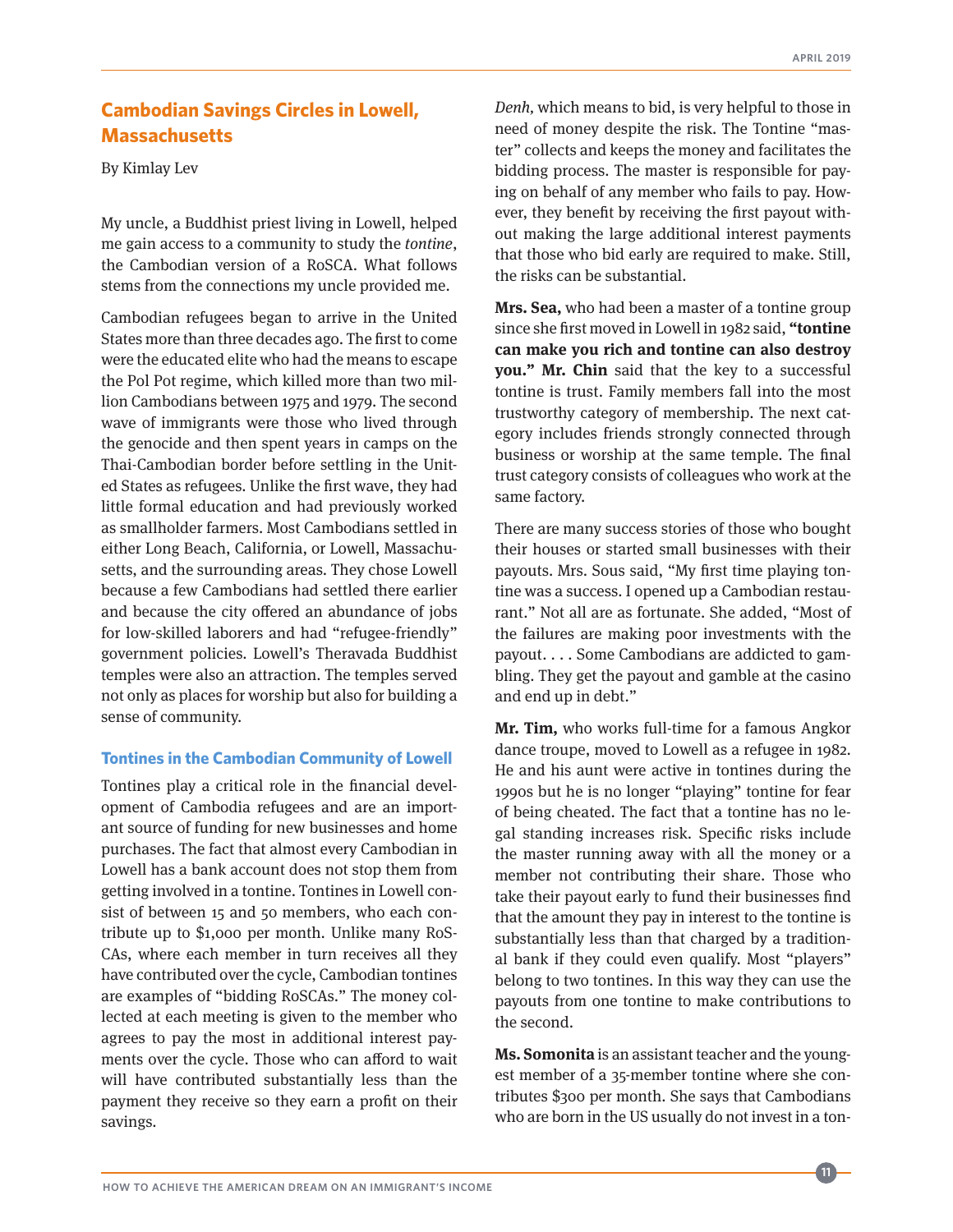## Cambodian Savings Circles in Lowell, Massachusetts

By Kimlay Lev

My uncle, a Buddhist priest living in Lowell, helped me gain access to a community to study the *tontine*, the Cambodian version of a RoSCA. What follows stems from the connections my uncle provided me.

Cambodian refugees began to arrive in the United States more than three decades ago. The first to come were the educated elite who had the means to escape the Pol Pot regime, which killed more than two million Cambodians between 1975 and 1979. The second wave of immigrants were those who lived through the genocide and then spent years in camps on the Thai-Cambodian border before settling in the United States as refugees. Unlike the first wave, they had little formal education and had previously worked as smallholder farmers. Most Cambodians settled in either Long Beach, California, or Lowell, Massachusetts, and the surrounding areas. They chose Lowell because a few Cambodians had settled there earlier and because the city offered an abundance of jobs for low-skilled laborers and had "refugee-friendly" government policies. Lowell's Theravada Buddhist temples were also an attraction. The temples served not only as places for worship but also for building a sense of community.

### Tontines in the Cambodian Community of Lowell

Tontines play a critical role in the financial development of Cambodia refugees and are an important source of funding for new businesses and home purchases. The fact that almost every Cambodian in Lowell has a bank account does not stop them from getting involved in a tontine. Tontines in Lowell consist of between 15 and 50 members, who each contribute up to $1,000 per month. Unlike many RoSCAs, where each member in turn receives all they have contributed over the cycle, Cambodian tontines are examples of "bidding RoSCAs." The money collected at each meeting is given to the member who agrees to pay the most in additional interest payments over the cycle. Those who can afford to wait will have contributed substantially less than the payment they receive so they earn a profit on their savings.

*Denh*, which means to bid, is very helpful to those in need of money despite the risk. The Tontine "master" collects and keeps the money and facilitates the bidding process. The master is responsible for paying on behalf of any member who fails to pay. However, they benefit by receiving the first payout without making the large additional interest payments that those who bid early are required to make. Still, the risks can be substantial.

**Mrs. Sea,** who had been a master of a tontine group since she first moved in Lowell in 1982 said, **"tontine can make you rich and tontine can also destroy you." Mr. Chin** said that the key to a successful tontine is trust. Family members fall into the most trustworthy category of membership. The next category includes friends strongly connected through business or worship at the same temple. The final trust category consists of colleagues who work at the same factory.

There are many success stories of those who bought their houses or started small businesses with their payouts. Mrs. Sous said, "My first time playing tontine was a success. I opened up a Cambodian restaurant." Not all are as fortunate. She added, "Most of the failures are making poor investments with the payout. . . . Some Cambodians are addicted to gambling. They get the payout and gamble at the casino and end up in debt."

**Mr. Tim,** who works full-time for a famous Angkor dance troupe, moved to Lowell as a refugee in 1982. He and his aunt were active in tontines during the 1990s but he is no longer "playing" tontine for fear of being cheated. The fact that a tontine has no legal standing increases risk. Specific risks include the master running away with all the money or a member not contributing their share. Those who take their payout early to fund their businesses find that the amount they pay in interest to the tontine is substantially less than that charged by a traditional bank if they could even qualify. Most "players" belong to two tontines. In this way they can use the payouts from one tontine to make contributions to the second.

**Ms. Somonita** is an assistant teacher and the youngest member of a 35-member tontine where she contributes $300 per month. She says that Cambodians who are born in the US usually do not invest in a ton-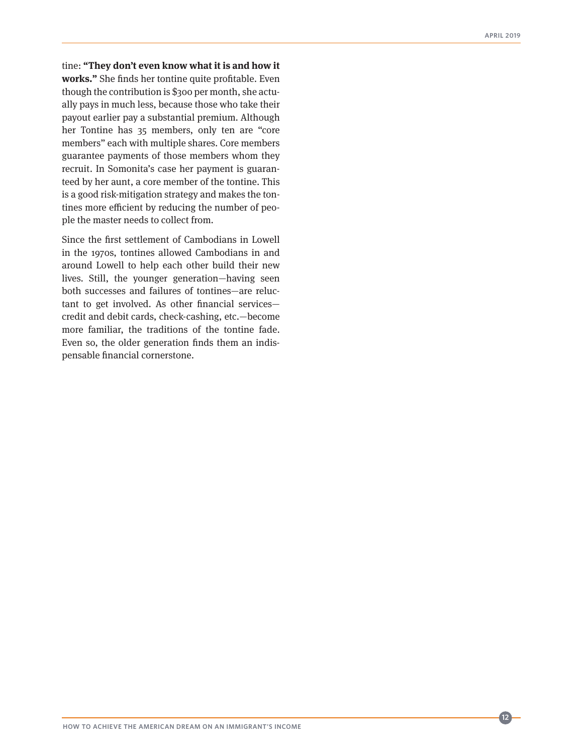tine: **"They don't even know what it is and how it works."** She finds her tontine quite profitable. Even though the contribution is $300 per month, she actually pays in much less, because those who take their payout earlier pay a substantial premium. Although her Tontine has 35 members, only ten are "core members" each with multiple shares. Core members guarantee payments of those members whom they recruit. In Somonita's case her payment is guaranteed by her aunt, a core member of the tontine. This is a good risk-mitigation strategy and makes the tontines more efficient by reducing the number of people the master needs to collect from.

Since the first settlement of Cambodians in Lowell in the 1970s, tontines allowed Cambodians in and around Lowell to help each other build their new lives. Still, the younger generation—having seen both successes and failures of tontines—are reluctant to get involved. As other financial services—credit and debit cards, check-cashing, etc.—become more familiar, the traditions of the tontine fade. Even so, the older generation finds them an indispensable financial cornerstone.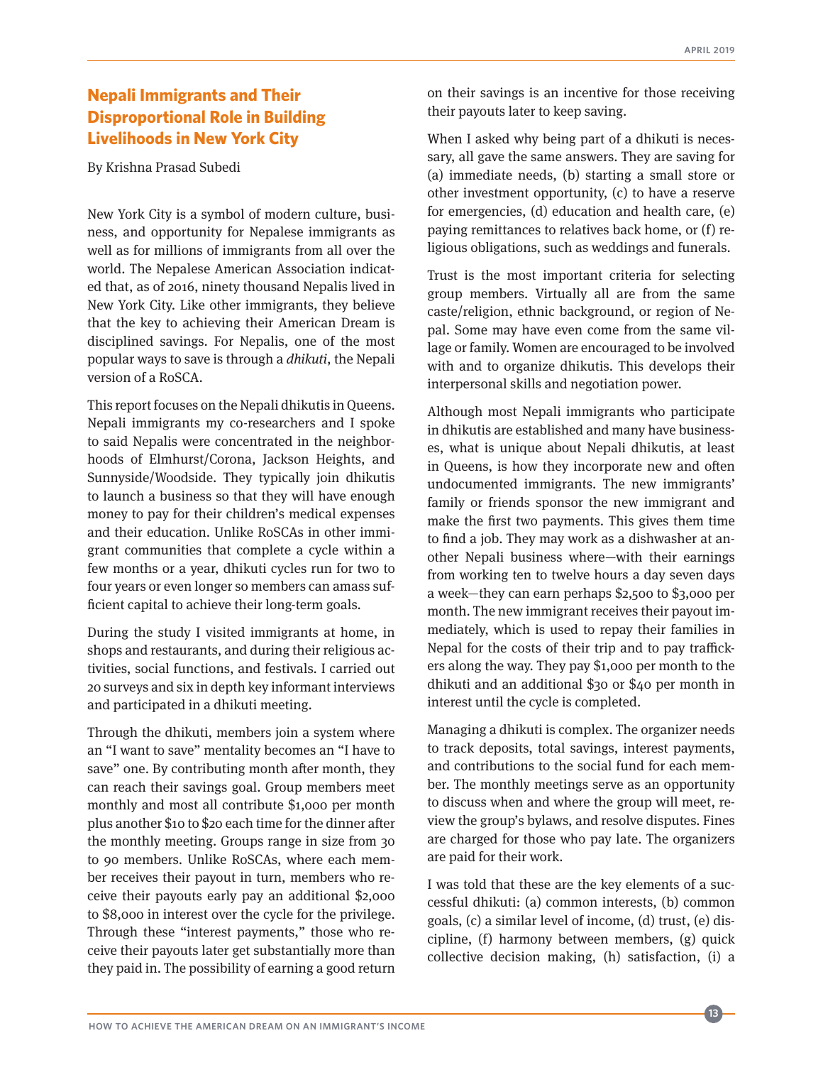## Nepali Immigrants and Their Disproportional Role in Building Livelihoods in New York City

By Krishna Prasad Subedi

New York City is a symbol of modern culture, business, and opportunity for Nepalese immigrants as well as for millions of immigrants from all over the world. The Nepalese American Association indicated that, as of 2016, ninety thousand Nepalis lived in New York City. Like other immigrants, they believe that the key to achieving their American Dream is disciplined savings. For Nepalis, one of the most popular ways to save is through a *dhikuti*, the Nepali version of a RoSCA.

This report focuses on the Nepali dhikutis in Queens. Nepali immigrants my co-researchers and I spoke to said Nepalis were concentrated in the neighborhoods of Elmhurst/Corona, Jackson Heights, and Sunnyside/Woodside. They typically join dhikutis to launch a business so that they will have enough money to pay for their children's medical expenses and their education. Unlike RoSCAs in other immigrant communities that complete a cycle within a few months or a year, dhikuti cycles run for two to four years or even longer so members can amass sufficient capital to achieve their long-term goals.

During the study I visited immigrants at home, in shops and restaurants, and during their religious activities, social functions, and festivals. I carried out 20 surveys and six in depth key informant interviews and participated in a dhikuti meeting.

Through the dhikuti, members join a system where an "I want to save" mentality becomes an "I have to save" one. By contributing month after month, they can reach their savings goal. Group members meet monthly and most all contribute $1,000 per month plus another $10 to $20 each time for the dinner after the monthly meeting. Groups range in size from 30 to 90 members. Unlike RoSCAs, where each member receives their payout in turn, members who receive their payouts early pay an additional $2,000 to $8,000 in interest over the cycle for the privilege. Through these "interest payments," those who receive their payouts later get substantially more than they paid in. The possibility of earning a good return on their savings is an incentive for those receiving their payouts later to keep saving.

When I asked why being part of a dhikuti is necessary, all gave the same answers. They are saving for (a) immediate needs, (b) starting a small store or other investment opportunity, (c) to have a reserve for emergencies, (d) education and health care, (e) paying remittances to relatives back home, or (f) religious obligations, such as weddings and funerals.

Trust is the most important criteria for selecting group members. Virtually all are from the same caste/religion, ethnic background, or region of Nepal. Some may have even come from the same village or family. Women are encouraged to be involved with and to organize dhikutis. This develops their interpersonal skills and negotiation power.

Although most Nepali immigrants who participate in dhikutis are established and many have businesses, what is unique about Nepali dhikutis, at least in Queens, is how they incorporate new and often undocumented immigrants. The new immigrants' family or friends sponsor the new immigrant and make the first two payments. This gives them time to find a job. They may work as a dishwasher at another Nepali business where—with their earnings from working ten to twelve hours a day seven days a week—they can earn perhaps $2,500 to $3,000 per month. The new immigrant receives their payout immediately, which is used to repay their families in Nepal for the costs of their trip and to pay traffickers along the way. They pay $1,000 per month to the dhikuti and an additional $30 or $40 per month in interest until the cycle is completed.

Managing a dhikuti is complex. The organizer needs to track deposits, total savings, interest payments, and contributions to the social fund for each member. The monthly meetings serve as an opportunity to discuss when and where the group will meet, review the group's bylaws, and resolve disputes. Fines are charged for those who pay late. The organizers are paid for their work.

I was told that these are the key elements of a successful dhikuti: (a) common interests, (b) common goals, (c) a similar level of income, (d) trust, (e) discipline, (f) harmony between members, (g) quick collective decision making, (h) satisfaction, (i) a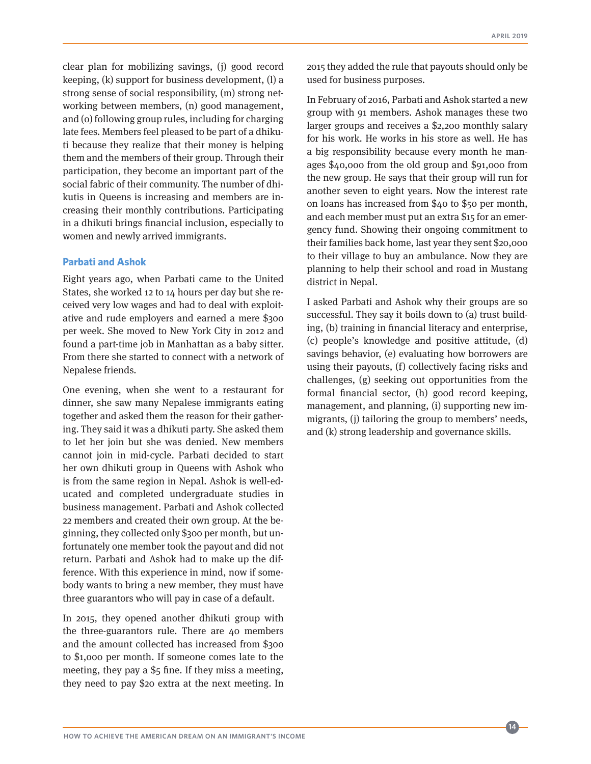clear plan for mobilizing savings, (j) good record keeping, (k) support for business development, (l) a strong sense of social responsibility, (m) strong networking between members, (n) good management, and (o) following group rules, including for charging late fees. Members feel pleased to be part of a dhikuti because they realize that their money is helping them and the members of their group. Through their participation, they become an important part of the social fabric of their community. The number of dhikutis in Queens is increasing and members are increasing their monthly contributions. Participating in a dhikuti brings financial inclusion, especially to women and newly arrived immigrants.

### Parbati and Ashok

Eight years ago, when Parbati came to the United States, she worked 12 to 14 hours per day but she received very low wages and had to deal with exploitative and rude employers and earned a mere $300 per week. She moved to New York City in 2012 and found a part-time job in Manhattan as a baby sitter. From there she started to connect with a network of Nepalese friends.

One evening, when she went to a restaurant for dinner, she saw many Nepalese immigrants eating together and asked them the reason for their gathering. They said it was a dhikuti party. She asked them to let her join but she was denied. New members cannot join in mid-cycle. Parbati decided to start her own dhikuti group in Queens with Ashok who is from the same region in Nepal. Ashok is well-educated and completed undergraduate studies in business management. Parbati and Ashok collected 22 members and created their own group. At the beginning, they collected only $300 per month, but unfortunately one member took the payout and did not return. Parbati and Ashok had to make up the difference. With this experience in mind, now if somebody wants to bring a new member, they must have three guarantors who will pay in case of a default.

In 2015, they opened another dhikuti group with the three-guarantors rule. There are 40 members and the amount collected has increased from $300 to $1,000 per month. If someone comes late to the meeting, they pay a $5 fine. If they miss a meeting, they need to pay $20 extra at the next meeting. In 2015 they added the rule that payouts should only be used for business purposes.

In February of 2016, Parbati and Ashok started a new group with 91 members. Ashok manages these two larger groups and receives a $2,200 monthly salary for his work. He works in his store as well. He has a big responsibility because every month he manages $40,000 from the old group and $91,000 from the new group. He says that their group will run for another seven to eight years. Now the interest rate on loans has increased from $40 to $50 per month, and each member must put an extra $15 for an emergency fund. Showing their ongoing commitment to their families back home, last year they sent $20,000 to their village to buy an ambulance. Now they are planning to help their school and road in Mustang district in Nepal.

I asked Parbati and Ashok why their groups are so successful. They say it boils down to (a) trust building, (b) training in financial literacy and enterprise, (c) people's knowledge and positive attitude, (d) savings behavior, (e) evaluating how borrowers are using their payouts, (f) collectively facing risks and challenges, (g) seeking out opportunities from the formal financial sector, (h) good record keeping, management, and planning, (i) supporting new immigrants, (j) tailoring the group to members' needs, and (k) strong leadership and governance skills.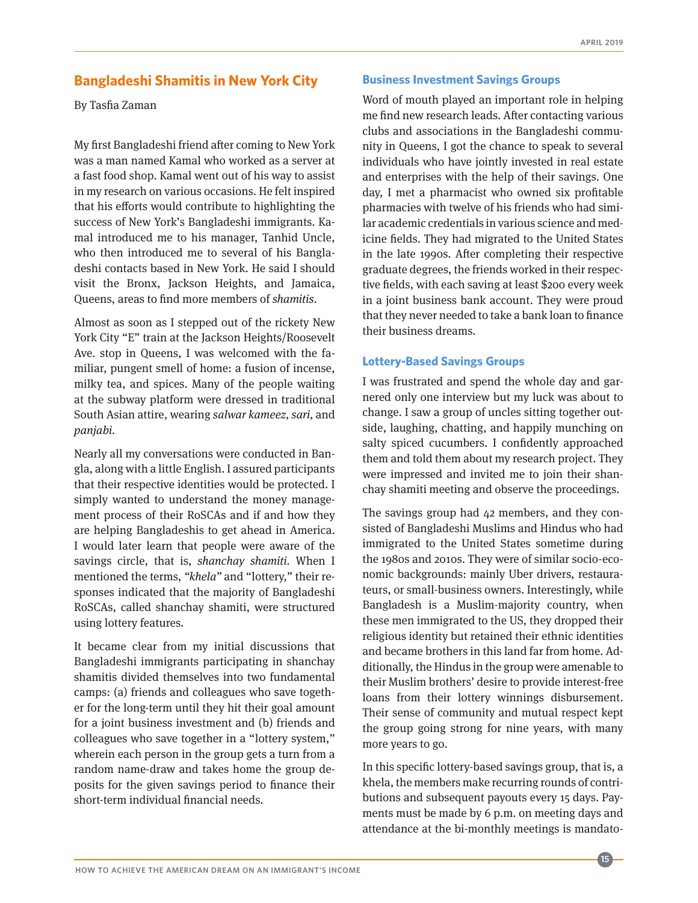## Bangladeshi Shamitis in New York City

By Tasfia Zaman

My first Bangladeshi friend after coming to New York was a man named Kamal who worked as a server at a fast food shop. Kamal went out of his way to assist in my research on various occasions. He felt inspired that his efforts would contribute to highlighting the success of New York's Bangladeshi immigrants. Kamal introduced me to his manager, Tanhid Uncle, who then introduced me to several of his Bangladeshi contacts based in New York. He said I should visit the Bronx, Jackson Heights, and Jamaica, Queens, areas to find more members of *shamitis*.

Almost as soon as I stepped out of the rickety New York City "E" train at the Jackson Heights/Roosevelt Ave. stop in Queens, I was welcomed with the familiar, pungent smell of home: a fusion of incense, milky tea, and spices. Many of the people waiting at the subway platform were dressed in traditional South Asian attire, wearing *salwar kameez, sari,* and *panjabi*.

Nearly all my conversations were conducted in Bangla, along with a little English. I assured participants that their respective identities would be protected. I simply wanted to understand the money management process of their RoSCAs and if and how they are helping Bangladeshis to get ahead in America. I would later learn that people were aware of the savings circle, that is, *shanchay shamiti*. When I mentioned the terms, *"khela"* and "lottery," their responses indicated that the majority of Bangladeshi RoSCAs, called shanchay shamiti, were structured using lottery features.

It became clear from my initial discussions that Bangladeshi immigrants participating in shanchay shamitis divided themselves into two fundamental camps: (a) friends and colleagues who save together for the long-term until they hit their goal amount for a joint business investment and (b) friends and colleagues who save together in a "lottery system," wherein each person in the group gets a turn from a random name-draw and takes home the group deposits for the given savings period to finance their short-term individual financial needs.

### Business Investment Savings Groups

Word of mouth played an important role in helping me find new research leads. After contacting various clubs and associations in the Bangladeshi community in Queens, I got the chance to speak to several individuals who have jointly invested in real estate and enterprises with the help of their savings. One day, I met a pharmacist who owned six profitable pharmacies with twelve of his friends who had similar academic credentials in various science and medicine fields. They had migrated to the United States in the late 1990s. After completing their respective graduate degrees, the friends worked in their respective fields, with each saving at least $200 every week in a joint business bank account. They were proud that they never needed to take a bank loan to finance their business dreams.

### Lottery-Based Savings Groups

I was frustrated and spend the whole day and garnered only one interview but my luck was about to change. I saw a group of uncles sitting together outside, laughing, chatting, and happily munching on salty spiced cucumbers. I confidently approached them and told them about my research project. They were impressed and invited me to join their shanchay shamiti meeting and observe the proceedings.

The savings group had 42 members, and they consisted of Bangladeshi Muslims and Hindus who had immigrated to the United States sometime during the 1980s and 2010s. They were of similar socio-economic backgrounds: mainly Uber drivers, restaurateurs, or small-business owners. Interestingly, while Bangladesh is a Muslim-majority country, when these men immigrated to the US, they dropped their religious identity but retained their ethnic identities and became brothers in this land far from home. Additionally, the Hindus in the group were amenable to their Muslim brothers' desire to provide interest-free loans from their lottery winnings disbursement. Their sense of community and mutual respect kept the group going strong for nine years, with many more years to go.

In this specific lottery-based savings group, that is, a khela, the members make recurring rounds of contributions and subsequent payouts every 15 days. Payments must be made by 6 p.m. on meeting days and attendance at the bi-monthly meetings is mandato-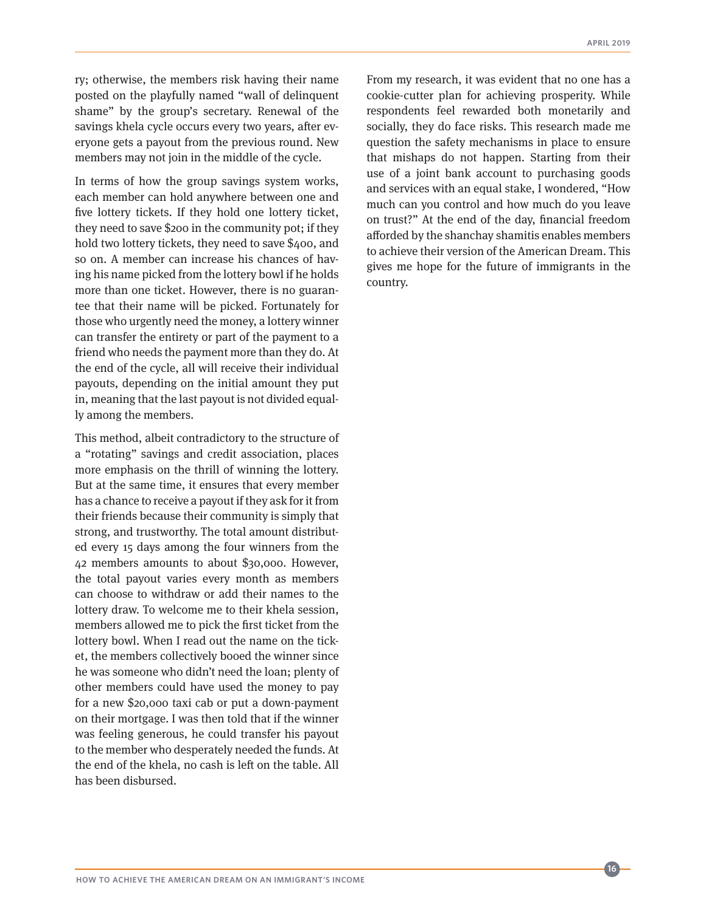ry; otherwise, the members risk having their name posted on the playfully named "wall of delinquent shame" by the group's secretary. Renewal of the savings khela cycle occurs every two years, after everyone gets a payout from the previous round. New members may not join in the middle of the cycle.

In terms of how the group savings system works, each member can hold anywhere between one and five lottery tickets. If they hold one lottery ticket, they need to save $200 in the community pot; if they hold two lottery tickets, they need to save $400, and so on. A member can increase his chances of having his name picked from the lottery bowl if he holds more than one ticket. However, there is no guarantee that their name will be picked. Fortunately for those who urgently need the money, a lottery winner can transfer the entirety or part of the payment to a friend who needs the payment more than they do. At the end of the cycle, all will receive their individual payouts, depending on the initial amount they put in, meaning that the last payout is not divided equally among the members.

This method, albeit contradictory to the structure of a "rotating" savings and credit association, places more emphasis on the thrill of winning the lottery. But at the same time, it ensures that every member has a chance to receive a payout if they ask for it from their friends because their community is simply that strong, and trustworthy. The total amount distributed every 15 days among the four winners from the 42 members amounts to about $30,000. However, the total payout varies every month as members can choose to withdraw or add their names to the lottery draw. To welcome me to their khela session, members allowed me to pick the first ticket from the lottery bowl. When I read out the name on the ticket, the members collectively booed the winner since he was someone who didn't need the loan; plenty of other members could have used the money to pay for a new $20,000 taxi cab or put a down-payment on their mortgage. I was then told that if the winner was feeling generous, he could transfer his payout to the member who desperately needed the funds. At the end of the khela, no cash is left on the table. All has been disbursed.

From my research, it was evident that no one has a cookie-cutter plan for achieving prosperity. While respondents feel rewarded both monetarily and socially, they do face risks. This research made me question the safety mechanisms in place to ensure that mishaps do not happen. Starting from their use of a joint bank account to purchasing goods and services with an equal stake, I wondered, "How much can you control and how much do you leave on trust?" At the end of the day, financial freedom afforded by the shanchay shamitis enables members to achieve their version of the American Dream. This gives me hope for the future of immigrants in the country.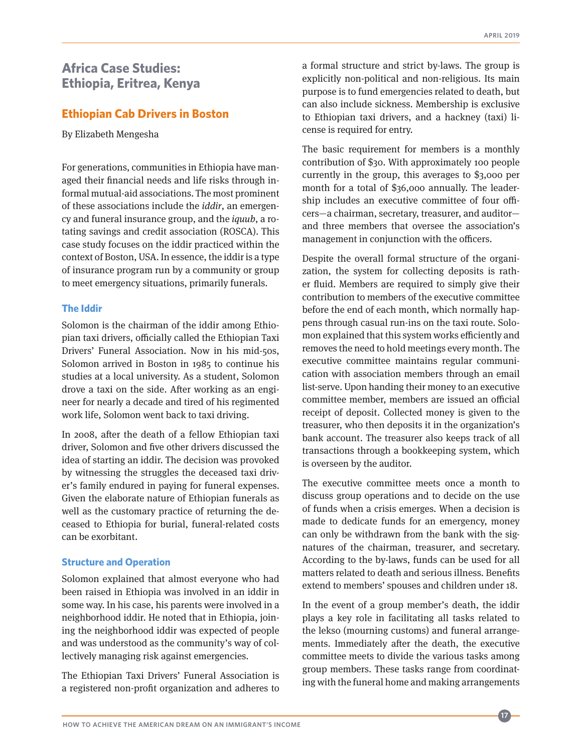# Africa Case Studies: Ethiopia, Eritrea, Kenya

## Ethiopian Cab Drivers in Boston

By Elizabeth Mengesha

For generations, communities in Ethiopia have managed their financial needs and life risks through informal mutual-aid associations. The most prominent of these associations include the *iddir*, an emergency and funeral insurance group, and the *iquub*, a rotating savings and credit association (ROSCA). This case study focuses on the iddir practiced within the context of Boston, USA. In essence, the iddir is a type of insurance program run by a community or group to meet emergency situations, primarily funerals.

### The Iddir

Solomon is the chairman of the iddir among Ethiopian taxi drivers, officially called the Ethiopian Taxi Drivers' Funeral Association. Now in his mid-50s, Solomon arrived in Boston in 1985 to continue his studies at a local university. As a student, Solomon drove a taxi on the side. After working as an engineer for nearly a decade and tired of his regimented work life, Solomon went back to taxi driving.

In 2008, after the death of a fellow Ethiopian taxi driver, Solomon and five other drivers discussed the idea of starting an iddir. The decision was provoked by witnessing the struggles the deceased taxi driver's family endured in paying for funeral expenses. Given the elaborate nature of Ethiopian funerals as well as the customary practice of returning the deceased to Ethiopia for burial, funeral-related costs can be exorbitant.

### Structure and Operation

Solomon explained that almost everyone who had been raised in Ethiopia was involved in an iddir in some way. In his case, his parents were involved in a neighborhood iddir. He noted that in Ethiopia, joining the neighborhood iddir was expected of people and was understood as the community's way of collectively managing risk against emergencies.

The Ethiopian Taxi Drivers' Funeral Association is a registered non-profit organization and adheres to a formal structure and strict by-laws. The group is explicitly non-political and non-religious. Its main purpose is to fund emergencies related to death, but can also include sickness. Membership is exclusive to Ethiopian taxi drivers, and a hackney (taxi) license is required for entry.

The basic requirement for members is a monthly contribution of $30. With approximately 100 people currently in the group, this averages to $3,000 per month for a total of $36,000 annually. The leadership includes an executive committee of four officers—a chairman, secretary, treasurer, and auditor—and three members that oversee the association's management in conjunction with the officers.

Despite the overall formal structure of the organization, the system for collecting deposits is rather fluid. Members are required to simply give their contribution to members of the executive committee before the end of each month, which normally happens through casual run-ins on the taxi route. Solomon explained that this system works efficiently and removes the need to hold meetings every month. The executive committee maintains regular communication with association members through an email list-serve. Upon handing their money to an executive committee member, members are issued an official receipt of deposit. Collected money is given to the treasurer, who then deposits it in the organization's bank account. The treasurer also keeps track of all transactions through a bookkeeping system, which is overseen by the auditor.

The executive committee meets once a month to discuss group operations and to decide on the use of funds when a crisis emerges. When a decision is made to dedicate funds for an emergency, money can only be withdrawn from the bank with the signatures of the chairman, treasurer, and secretary. According to the by-laws, funds can be used for all matters related to death and serious illness. Benefits extend to members' spouses and children under 18.

In the event of a group member's death, the iddir plays a key role in facilitating all tasks related to the lekso (mourning customs) and funeral arrangements. Immediately after the death, the executive committee meets to divide the various tasks among group members. These tasks range from coordinating with the funeral home and making arrangements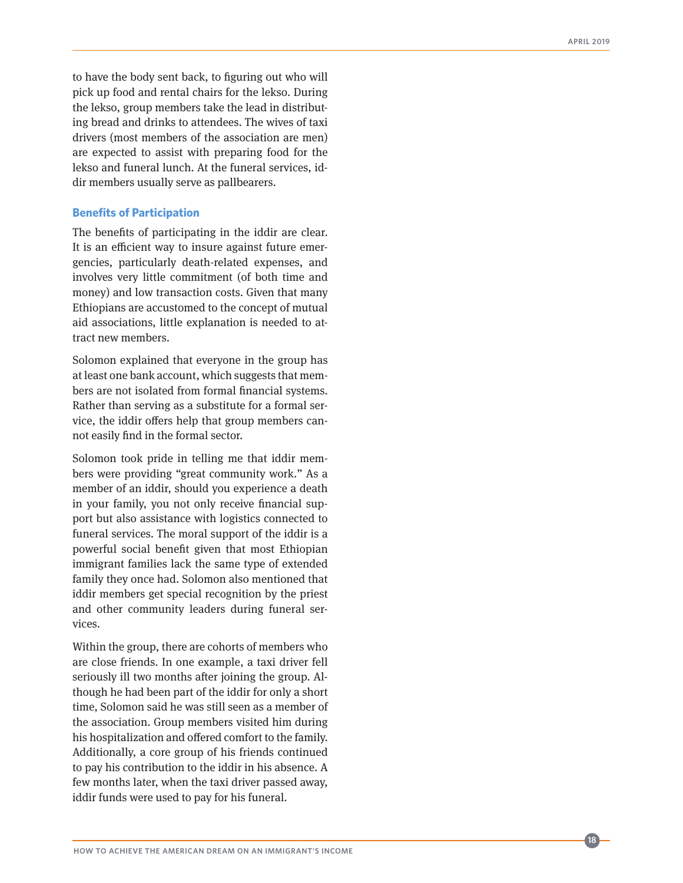to have the body sent back, to figuring out who will pick up food and rental chairs for the lekso. During the lekso, group members take the lead in distributing bread and drinks to attendees. The wives of taxi drivers (most members of the association are men) are expected to assist with preparing food for the lekso and funeral lunch. At the funeral services, iddir members usually serve as pallbearers.

### Benefits of Participation

The benefits of participating in the iddir are clear. It is an efficient way to insure against future emergencies, particularly death-related expenses, and involves very little commitment (of both time and money) and low transaction costs. Given that many Ethiopians are accustomed to the concept of mutual aid associations, little explanation is needed to attract new members.

Solomon explained that everyone in the group has at least one bank account, which suggests that members are not isolated from formal financial systems. Rather than serving as a substitute for a formal service, the iddir offers help that group members cannot easily find in the formal sector.

Solomon took pride in telling me that iddir members were providing "great community work." As a member of an iddir, should you experience a death in your family, you not only receive financial support but also assistance with logistics connected to funeral services. The moral support of the iddir is a powerful social benefit given that most Ethiopian immigrant families lack the same type of extended family they once had. Solomon also mentioned that iddir members get special recognition by the priest and other community leaders during funeral services.

Within the group, there are cohorts of members who are close friends. In one example, a taxi driver fell seriously ill two months after joining the group. Although he had been part of the iddir for only a short time, Solomon said he was still seen as a member of the association. Group members visited him during his hospitalization and offered comfort to the family. Additionally, a core group of his friends continued to pay his contribution to the iddir in his absence. A few months later, when the taxi driver passed away, iddir funds were used to pay for his funeral.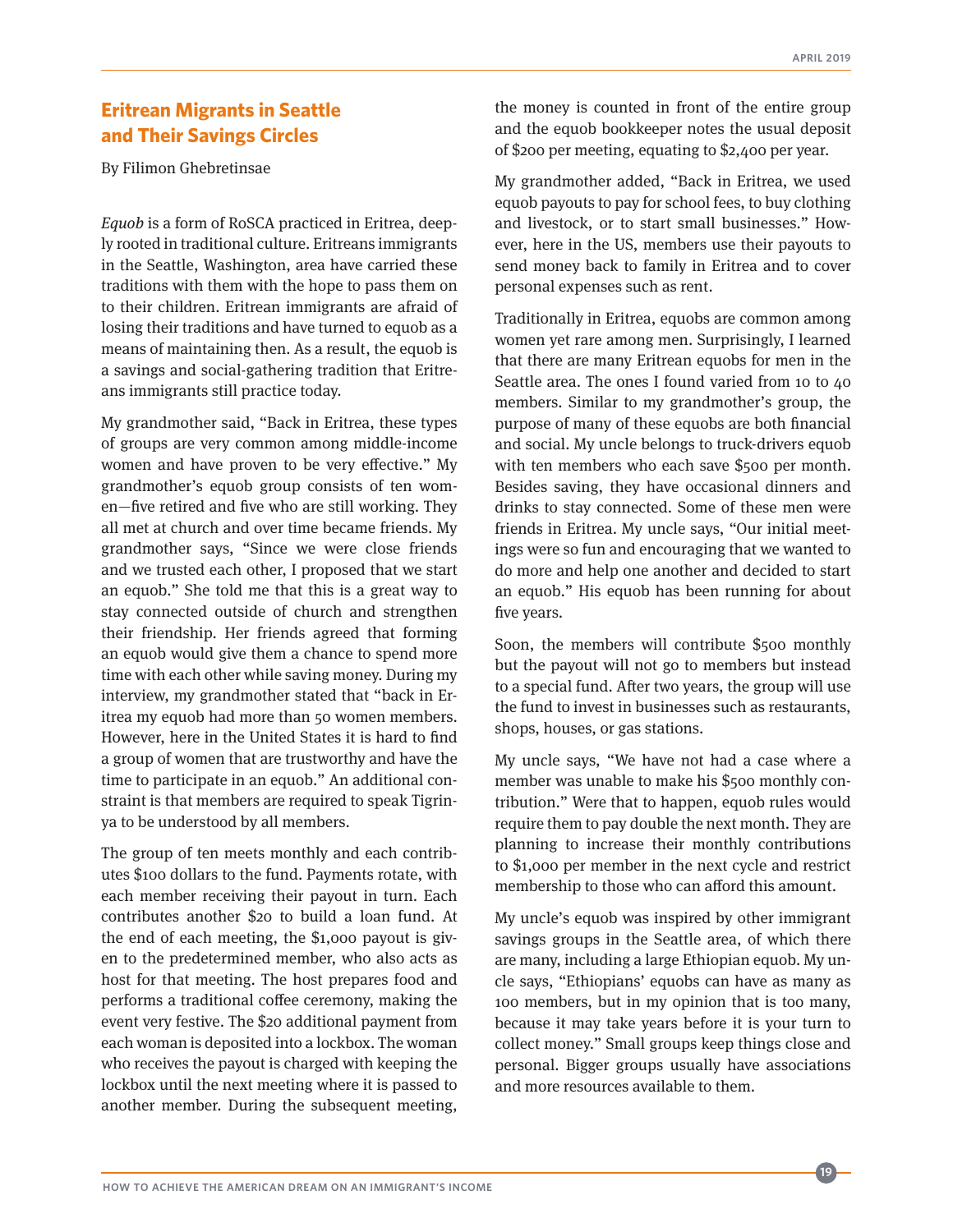## Eritrean Migrants in Seattle and Their Savings Circles

By Filimon Ghebretinsae

*Equob* is a form of RoSCA practiced in Eritrea, deeply rooted in traditional culture. Eritreans immigrants in the Seattle, Washington, area have carried these traditions with them with the hope to pass them on to their children. Eritrean immigrants are afraid of losing their traditions and have turned to equob as a means of maintaining then. As a result, the equob is a savings and social-gathering tradition that Eritreans immigrants still practice today.

My grandmother said, "Back in Eritrea, these types of groups are very common among middle-income women and have proven to be very effective." My grandmother's equob group consists of ten women—five retired and five who are still working. They all met at church and over time became friends. My grandmother says, "Since we were close friends and we trusted each other, I proposed that we start an equob." She told me that this is a great way to stay connected outside of church and strengthen their friendship. Her friends agreed that forming an equob would give them a chance to spend more time with each other while saving money. During my interview, my grandmother stated that "back in Eritrea my equob had more than 50 women members. However, here in the United States it is hard to find a group of women that are trustworthy and have the time to participate in an equob." An additional constraint is that members are required to speak Tigrinya to be understood by all members.

The group of ten meets monthly and each contributes $100 dollars to the fund. Payments rotate, with each member receiving their payout in turn. Each contributes another $20 to build a loan fund. At the end of each meeting, the $1,000 payout is given to the predetermined member, who also acts as host for that meeting. The host prepares food and performs a traditional coffee ceremony, making the event very festive. The $20 additional payment from each woman is deposited into a lockbox. The woman who receives the payout is charged with keeping the lockbox until the next meeting where it is passed to another member. During the subsequent meeting, the money is counted in front of the entire group and the equob bookkeeper notes the usual deposit of $200 per meeting, equating to $2,400 per year.

My grandmother added, "Back in Eritrea, we used equob payouts to pay for school fees, to buy clothing and livestock, or to start small businesses." However, here in the US, members use their payouts to send money back to family in Eritrea and to cover personal expenses such as rent.

Traditionally in Eritrea, equobs are common among women yet rare among men. Surprisingly, I learned that there are many Eritrean equobs for men in the Seattle area. The ones I found varied from 10 to 40 members. Similar to my grandmother's group, the purpose of many of these equobs are both financial and social. My uncle belongs to truck-drivers equob with ten members who each save $500 per month. Besides saving, they have occasional dinners and drinks to stay connected. Some of these men were friends in Eritrea. My uncle says, "Our initial meetings were so fun and encouraging that we wanted to do more and help one another and decided to start an equob." His equob has been running for about five years.

Soon, the members will contribute $500 monthly but the payout will not go to members but instead to a special fund. After two years, the group will use the fund to invest in businesses such as restaurants, shops, houses, or gas stations.

My uncle says, "We have not had a case where a member was unable to make his $500 monthly contribution." Were that to happen, equob rules would require them to pay double the next month. They are planning to increase their monthly contributions to $1,000 per member in the next cycle and restrict membership to those who can afford this amount.

My uncle's equob was inspired by other immigrant savings groups in the Seattle area, of which there are many, including a large Ethiopian equob. My uncle says, "Ethiopians' equobs can have as many as 100 members, but in my opinion that is too many, because it may take years before it is your turn to collect money." Small groups keep things close and personal. Bigger groups usually have associations and more resources available to them.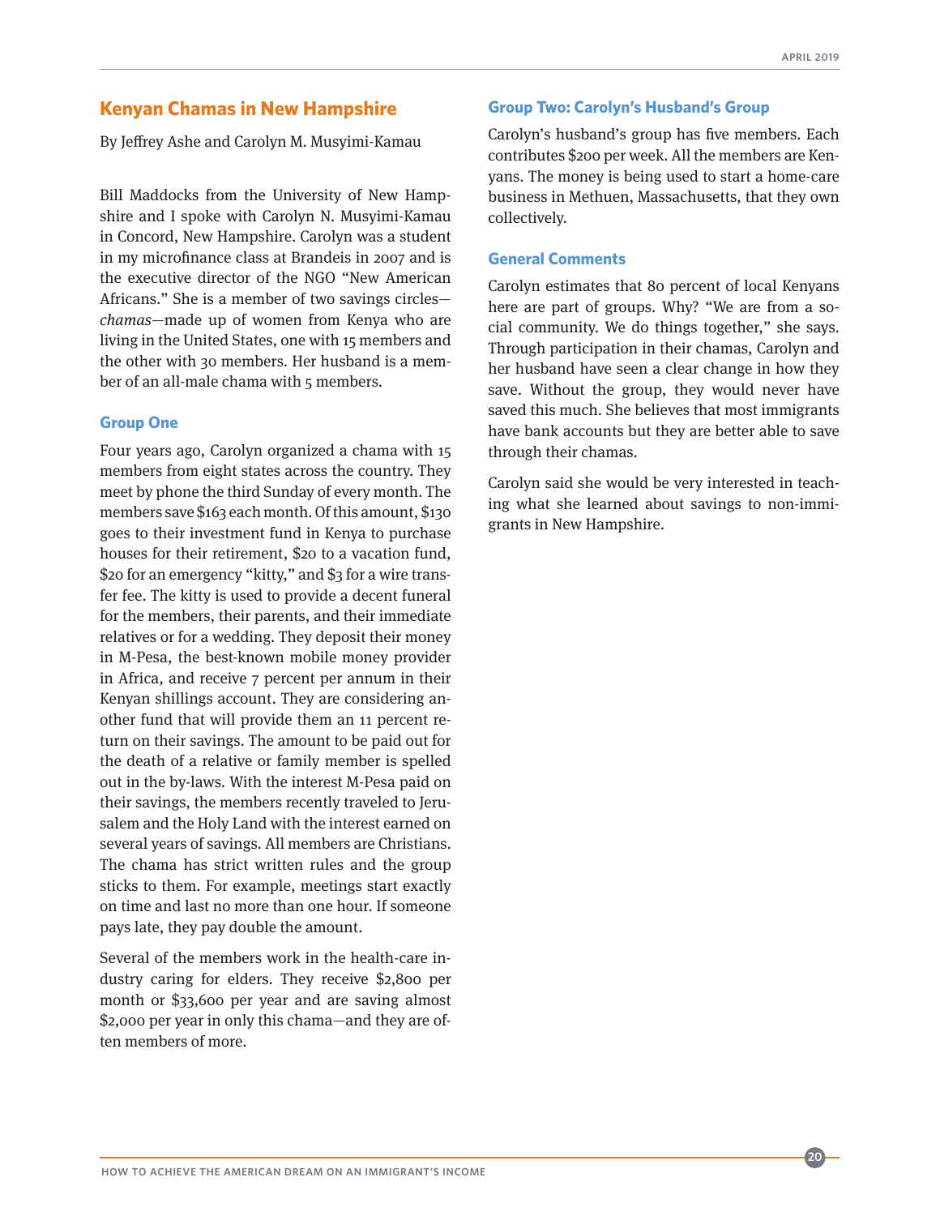## Kenyan Chamas in New Hampshire

By Jeffrey Ashe and Carolyn M. Musyimi-Kamau

Bill Maddocks from the University of New Hampshire and I spoke with Carolyn N. Musyimi-Kamau in Concord, New Hampshire. Carolyn was a student in my microfinance class at Brandeis in 2007 and is the executive director of the NGO "New American Africans." She is a member of two savings circles—*chamas*—made up of women from Kenya who are living in the United States, one with 15 members and the other with 30 members. Her husband is a member of an all-male chama with 5 members.

### Group One

Four years ago, Carolyn organized a chama with 15 members from eight states across the country. They meet by phone the third Sunday of every month. The members save $163 each month. Of this amount, $130 goes to their investment fund in Kenya to purchase houses for their retirement, $20 to a vacation fund, $20 for an emergency "kitty," and $3 for a wire transfer fee. The kitty is used to provide a decent funeral for the members, their parents, and their immediate relatives or for a wedding. They deposit their money in M-Pesa, the best-known mobile money provider in Africa, and receive 7 percent per annum in their Kenyan shillings account. They are considering another fund that will provide them an 11 percent return on their savings. The amount to be paid out for the death of a relative or family member is spelled out in the by-laws. With the interest M-Pesa paid on their savings, the members recently traveled to Jerusalem and the Holy Land with the interest earned on several years of savings. All members are Christians. The chama has strict written rules and the group sticks to them. For example, meetings start exactly on time and last no more than one hour. If someone pays late, they pay double the amount.

Several of the members work in the health-care industry caring for elders. They receive $2,800 per month or $33,600 per year and are saving almost $2,000 per year in only this chama—and they are often members of more.

### Group Two: Carolyn's Husband's Group

Carolyn's husband's group has five members. Each contributes $200 per week. All the members are Kenyans. The money is being used to start a home-care business in Methuen, Massachusetts, that they own collectively.

### General Comments

Carolyn estimates that 80 percent of local Kenyans here are part of groups. Why? "We are from a social community. We do things together," she says. Through participation in their chamas, Carolyn and her husband have seen a clear change in how they save. Without the group, they would never have saved this much. She believes that most immigrants have bank accounts but they are better able to save through their chamas.

Carolyn said she would be very interested in teaching what she learned about savings to non-immigrants in New Hampshire.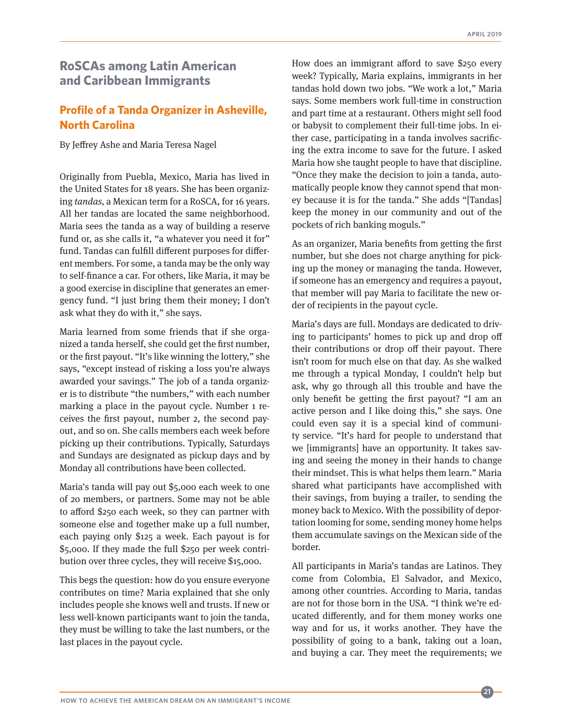## RoSCAs among Latin American and Caribbean Immigrants

### Profile of a Tanda Organizer in Asheville, North Carolina

By Jeffrey Ashe and Maria Teresa Nagel

Originally from Puebla, Mexico, Maria has lived in the United States for 18 years. She has been organizing *tandas,* a Mexican term for a RoSCA, for 16 years. All her tandas are located the same neighborhood. Maria sees the tanda as a way of building a reserve fund or, as she calls it, "a whatever you need it for" fund. Tandas can fulfill different purposes for different members. For some, a tanda may be the only way to self-finance a car. For others, like Maria, it may be a good exercise in discipline that generates an emergency fund. "I just bring them their money; I don't ask what they do with it," she says.

Maria learned from some friends that if she organized a tanda herself, she could get the first number, or the first payout. "It's like winning the lottery," she says, "except instead of risking a loss you're always awarded your savings." The job of a tanda organizer is to distribute "the numbers," with each number marking a place in the payout cycle. Number 1 receives the first payout, number 2, the second payout, and so on. She calls members each week before picking up their contributions. Typically, Saturdays and Sundays are designated as pickup days and by Monday all contributions have been collected.

Maria's tanda will pay out $5,000 each week to one of 20 members, or partners. Some may not be able to afford $250 each week, so they can partner with someone else and together make up a full number, each paying only $125 a week. Each payout is for $5,000. If they made the full $250 per week contribution over three cycles, they will receive $15,000.

This begs the question: how do you ensure everyone contributes on time? Maria explained that she only includes people she knows well and trusts. If new or less well-known participants want to join the tanda, they must be willing to take the last numbers, or the last places in the payout cycle.

How does an immigrant afford to save $250 every week? Typically, Maria explains, immigrants in her tandas hold down two jobs. "We work a lot," Maria says. Some members work full-time in construction and part time at a restaurant. Others might sell food or babysit to complement their full-time jobs. In either case, participating in a tanda involves sacrificing the extra income to save for the future. I asked Maria how she taught people to have that discipline. "Once they make the decision to join a tanda, automatically people know they cannot spend that money because it is for the tanda." She adds "[Tandas] keep the money in our community and out of the pockets of rich banking moguls."

As an organizer, Maria benefits from getting the first number, but she does not charge anything for picking up the money or managing the tanda. However, if someone has an emergency and requires a payout, that member will pay Maria to facilitate the new order of recipients in the payout cycle.

Maria's days are full. Mondays are dedicated to driving to participants' homes to pick up and drop off their contributions or drop off their payout. There isn't room for much else on that day. As she walked me through a typical Monday, I couldn't help but ask, why go through all this trouble and have the only benefit be getting the first payout? "I am an active person and I like doing this," she says. One could even say it is a special kind of community service. "It's hard for people to understand that we [immigrants] have an opportunity. It takes saving and seeing the money in their hands to change their mindset. This is what helps them learn." Maria shared what participants have accomplished with their savings, from buying a trailer, to sending the money back to Mexico. With the possibility of deportation looming for some, sending money home helps them accumulate savings on the Mexican side of the border.

All participants in Maria's tandas are Latinos. They come from Colombia, El Salvador, and Mexico, among other countries. According to Maria, tandas are not for those born in the USA. "I think we're educated differently, and for them money works one way and for us, it works another. They have the possibility of going to a bank, taking out a loan, and buying a car. They meet the requirements; we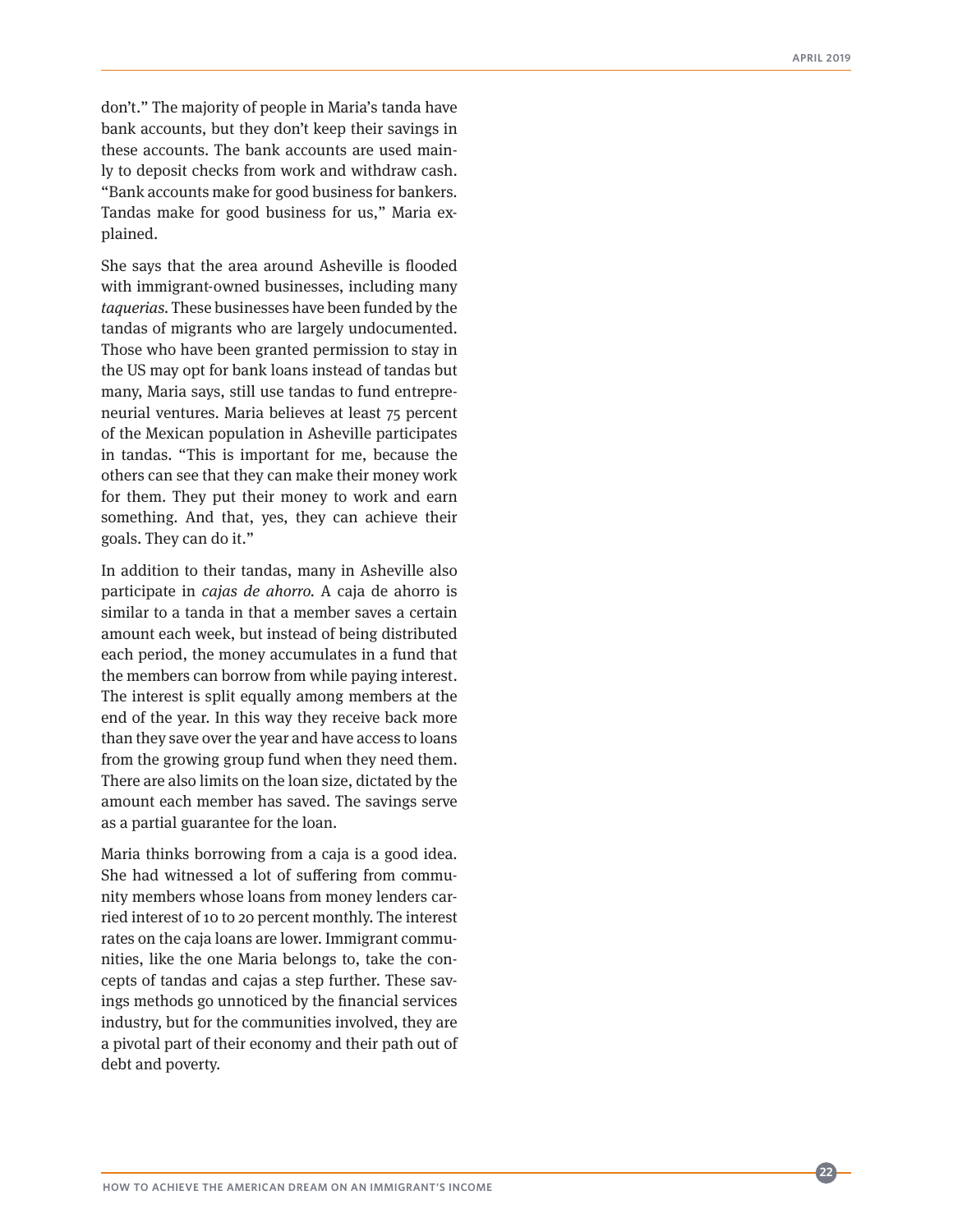don't." The majority of people in Maria's tanda have bank accounts, but they don't keep their savings in these accounts. The bank accounts are used mainly to deposit checks from work and withdraw cash. "Bank accounts make for good business for bankers. Tandas make for good business for us," Maria explained.

She says that the area around Asheville is flooded with immigrant-owned businesses, including many *taquerias*. These businesses have been funded by the tandas of migrants who are largely undocumented. Those who have been granted permission to stay in the US may opt for bank loans instead of tandas but many, Maria says, still use tandas to fund entrepreneurial ventures. Maria believes at least 75 percent of the Mexican population in Asheville participates in tandas. "This is important for me, because the others can see that they can make their money work for them. They put their money to work and earn something. And that, yes, they can achieve their goals. They can do it."

In addition to their tandas, many in Asheville also participate in *cajas de ahorro*. A caja de ahorro is similar to a tanda in that a member saves a certain amount each week, but instead of being distributed each period, the money accumulates in a fund that the members can borrow from while paying interest. The interest is split equally among members at the end of the year. In this way they receive back more than they save over the year and have access to loans from the growing group fund when they need them. There are also limits on the loan size, dictated by the amount each member has saved. The savings serve as a partial guarantee for the loan.

Maria thinks borrowing from a caja is a good idea. She had witnessed a lot of suffering from community members whose loans from money lenders carried interest of 10 to 20 percent monthly. The interest rates on the caja loans are lower. Immigrant communities, like the one Maria belongs to, take the concepts of tandas and cajas a step further. These savings methods go unnoticed by the financial services industry, but for the communities involved, they are a pivotal part of their economy and their path out of debt and poverty.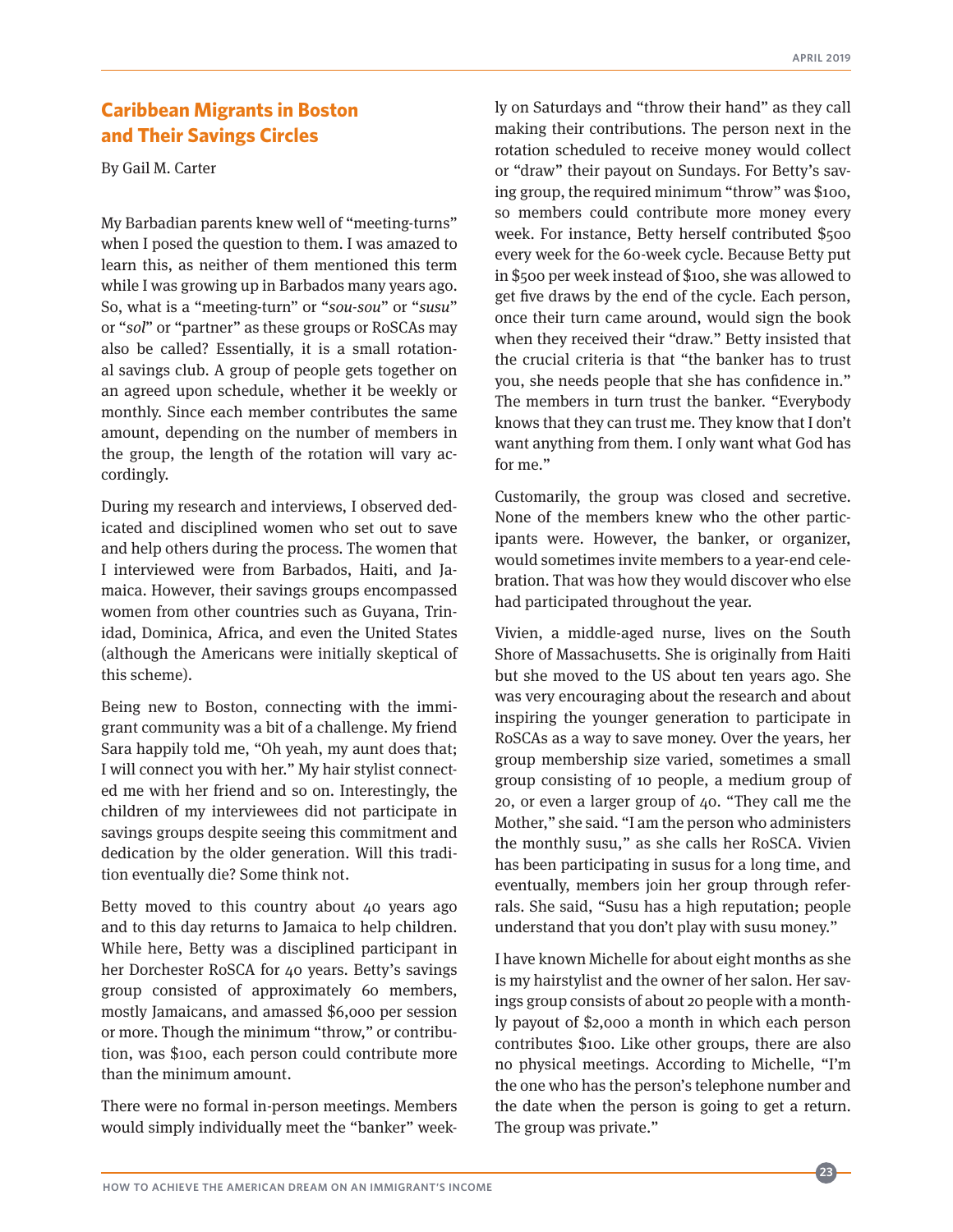## Caribbean Migrants in Boston and Their Savings Circles

By Gail M. Carter

My Barbadian parents knew well of "meeting-turns" when I posed the question to them. I was amazed to learn this, as neither of them mentioned this term while I was growing up in Barbados many years ago. So, what is a "meeting-turn" or "*sou-sou*" or "*susu*" or "*sol*" or "partner" as these groups or RoSCAs may also be called? Essentially, it is a small rotational savings club. A group of people gets together on an agreed upon schedule, whether it be weekly or monthly. Since each member contributes the same amount, depending on the number of members in the group, the length of the rotation will vary accordingly.

During my research and interviews, I observed dedicated and disciplined women who set out to save and help others during the process. The women that I interviewed were from Barbados, Haiti, and Jamaica. However, their savings groups encompassed women from other countries such as Guyana, Trinidad, Dominica, Africa, and even the United States (although the Americans were initially skeptical of this scheme).

Being new to Boston, connecting with the immigrant community was a bit of a challenge. My friend Sara happily told me, "Oh yeah, my aunt does that; I will connect you with her." My hair stylist connected me with her friend and so on. Interestingly, the children of my interviewees did not participate in savings groups despite seeing this commitment and dedication by the older generation. Will this tradition eventually die? Some think not.

Betty moved to this country about 40 years ago and to this day returns to Jamaica to help children. While here, Betty was a disciplined participant in her Dorchester RoSCA for 40 years. Betty's savings group consisted of approximately 60 members, mostly Jamaicans, and amassed $6,000 per session or more. Though the minimum "throw," or contribution, was $100, each person could contribute more than the minimum amount.

There were no formal in-person meetings. Members would simply individually meet the "banker" weekly on Saturdays and "throw their hand" as they call making their contributions. The person next in the rotation scheduled to receive money would collect or "draw" their payout on Sundays. For Betty's saving group, the required minimum "throw" was $100, so members could contribute more money every week. For instance, Betty herself contributed $500 every week for the 60-week cycle. Because Betty put in $500 per week instead of $100, she was allowed to get five draws by the end of the cycle. Each person, once their turn came around, would sign the book when they received their "draw." Betty insisted that the crucial criteria is that "the banker has to trust you, she needs people that she has confidence in." The members in turn trust the banker. "Everybody knows that they can trust me. They know that I don't want anything from them. I only want what God has for me."

Customarily, the group was closed and secretive. None of the members knew who the other participants were. However, the banker, or organizer, would sometimes invite members to a year-end celebration. That was how they would discover who else had participated throughout the year.

Vivien, a middle-aged nurse, lives on the South Shore of Massachusetts. She is originally from Haiti but she moved to the US about ten years ago. She was very encouraging about the research and about inspiring the younger generation to participate in RoSCAs as a way to save money. Over the years, her group membership size varied, sometimes a small group consisting of 10 people, a medium group of 20, or even a larger group of 40. "They call me the Mother," she said. "I am the person who administers the monthly susu," as she calls her RoSCA. Vivien has been participating in susus for a long time, and eventually, members join her group through referrals. She said, "Susu has a high reputation; people understand that you don't play with susu money."

I have known Michelle for about eight months as she is my hairstylist and the owner of her salon. Her savings group consists of about 20 people with a monthly payout of $2,000 a month in which each person contributes $100. Like other groups, there are also no physical meetings. According to Michelle, "I'm the one who has the person's telephone number and the date when the person is going to get a return. The group was private."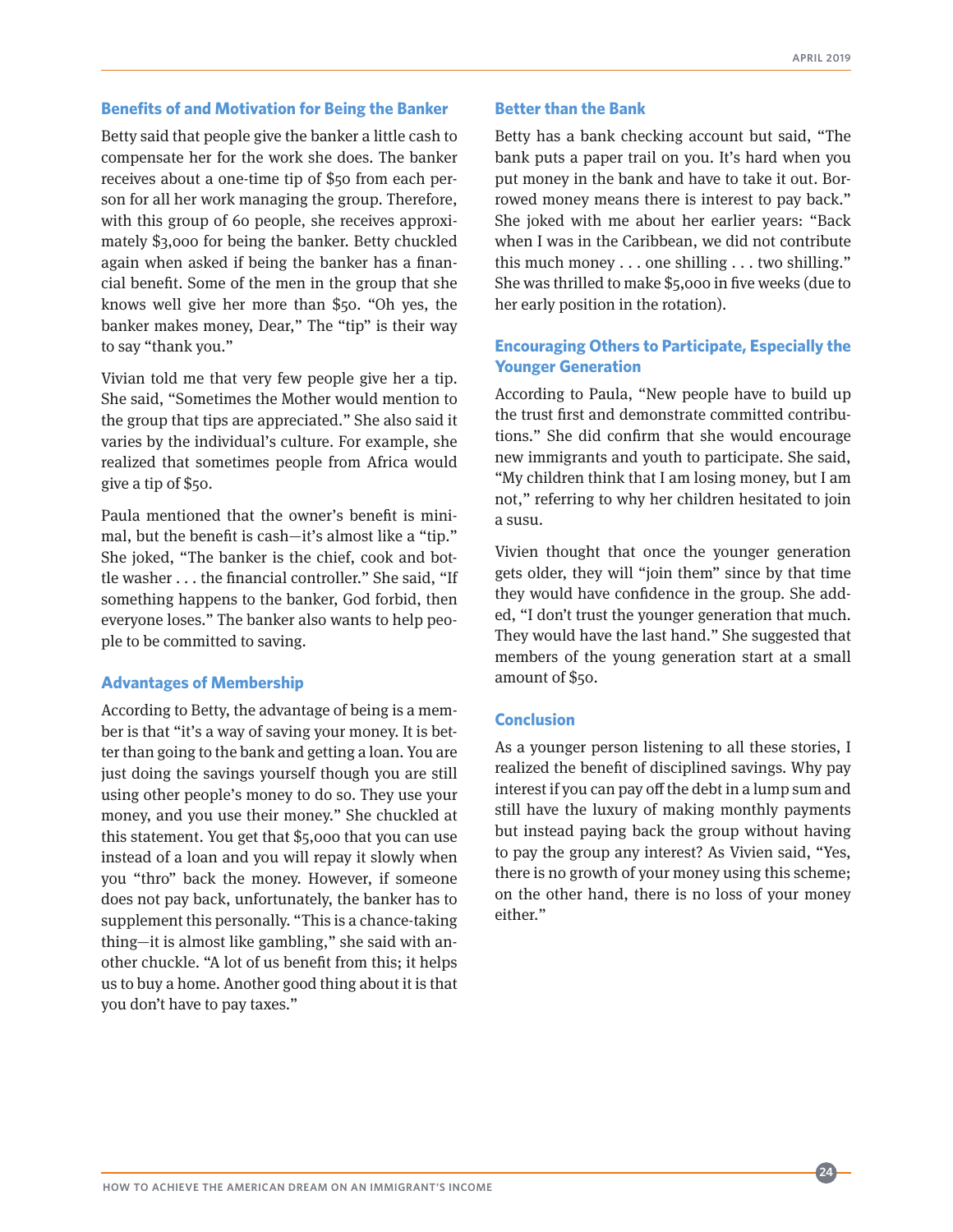### Benefits of and Motivation for Being the Banker

Betty said that people give the banker a little cash to compensate her for the work she does. The banker receives about a one-time tip of $50 from each person for all her work managing the group. Therefore, with this group of 60 people, she receives approximately $3,000 for being the banker. Betty chuckled again when asked if being the banker has a financial benefit. Some of the men in the group that she knows well give her more than $50. "Oh yes, the banker makes money, Dear," The "tip" is their way to say "thank you."

Vivian told me that very few people give her a tip. She said, "Sometimes the Mother would mention to the group that tips are appreciated." She also said it varies by the individual's culture. For example, she realized that sometimes people from Africa would give a tip of $50.

Paula mentioned that the owner's benefit is minimal, but the benefit is cash—it's almost like a "tip." She joked, "The banker is the chief, cook and bottle washer . . . the financial controller." She said, "If something happens to the banker, God forbid, then everyone loses." The banker also wants to help people to be committed to saving.

### Advantages of Membership

According to Betty, the advantage of being is a member is that "it's a way of saving your money. It is better than going to the bank and getting a loan. You are just doing the savings yourself though you are still using other people's money to do so. They use your money, and you use their money." She chuckled at this statement. You get that $5,000 that you can use instead of a loan and you will repay it slowly when you "thro" back the money. However, if someone does not pay back, unfortunately, the banker has to supplement this personally. "This is a chance-taking thing—it is almost like gambling," she said with another chuckle. "A lot of us benefit from this; it helps us to buy a home. Another good thing about it is that you don't have to pay taxes."

### Better than the Bank

Betty has a bank checking account but said, "The bank puts a paper trail on you. It's hard when you put money in the bank and have to take it out. Borrowed money means there is interest to pay back." She joked with me about her earlier years: "Back when I was in the Caribbean, we did not contribute this much money . . . one shilling . . . two shilling." She was thrilled to make $5,000 in five weeks (due to her early position in the rotation).

### Encouraging Others to Participate, Especially the Younger Generation

According to Paula, "New people have to build up the trust first and demonstrate committed contributions." She did confirm that she would encourage new immigrants and youth to participate. She said, "My children think that I am losing money, but I am not," referring to why her children hesitated to join a susu.

Vivien thought that once the younger generation gets older, they will "join them" since by that time they would have confidence in the group. She added, "I don't trust the younger generation that much. They would have the last hand." She suggested that members of the young generation start at a small amount of $50.

### Conclusion

As a younger person listening to all these stories, I realized the benefit of disciplined savings. Why pay interest if you can pay off the debt in a lump sum and still have the luxury of making monthly payments but instead paying back the group without having to pay the group any interest? As Vivien said, "Yes, there is no growth of your money using this scheme; on the other hand, there is no loss of your money either."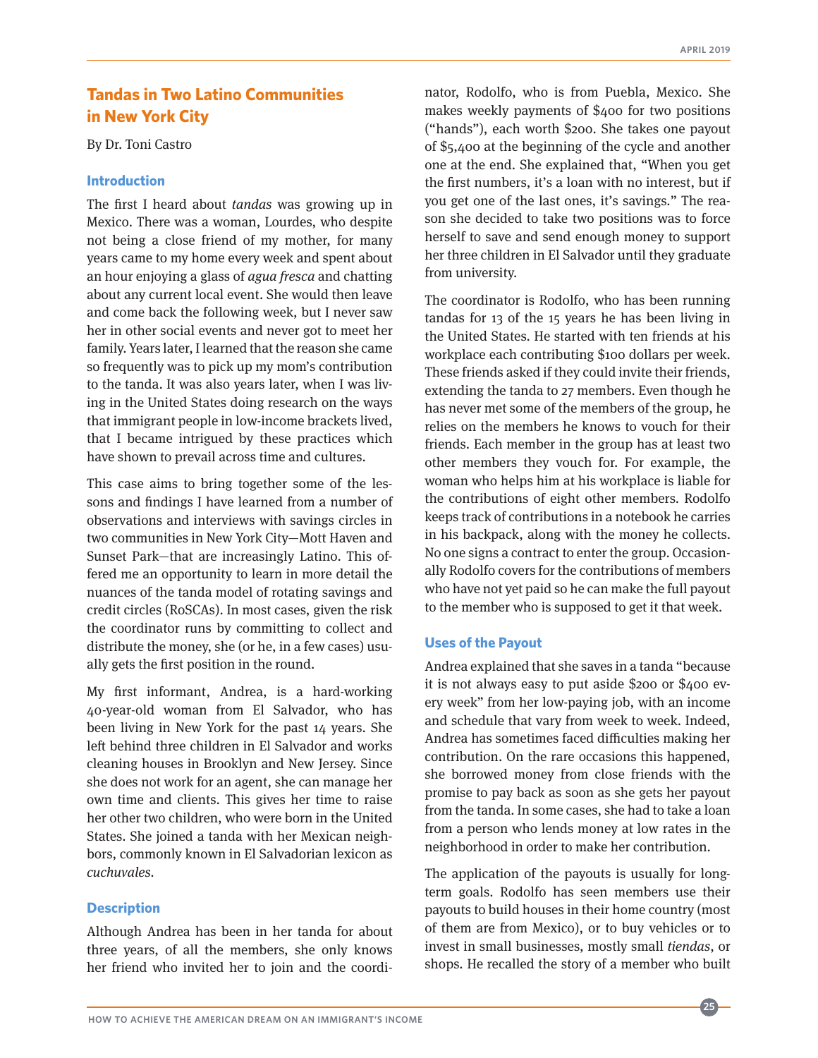## Tandas in Two Latino Communities in New York City

By Dr. Toni Castro

### Introduction

The first I heard about *tandas* was growing up in Mexico. There was a woman, Lourdes, who despite not being a close friend of my mother, for many years came to my home every week and spent about an hour enjoying a glass of *agua fresca* and chatting about any current local event. She would then leave and come back the following week, but I never saw her in other social events and never got to meet her family. Years later, I learned that the reason she came so frequently was to pick up my mom's contribution to the tanda. It was also years later, when I was living in the United States doing research on the ways that immigrant people in low-income brackets lived, that I became intrigued by these practices which have shown to prevail across time and cultures.

This case aims to bring together some of the lessons and findings I have learned from a number of observations and interviews with savings circles in two communities in New York City—Mott Haven and Sunset Park—that are increasingly Latino. This offered me an opportunity to learn in more detail the nuances of the tanda model of rotating savings and credit circles (RoSCAs). In most cases, given the risk the coordinator runs by committing to collect and distribute the money, she (or he, in a few cases) usually gets the first position in the round.

My first informant, Andrea, is a hard-working 40-year-old woman from El Salvador, who has been living in New York for the past 14 years. She left behind three children in El Salvador and works cleaning houses in Brooklyn and New Jersey. Since she does not work for an agent, she can manage her own time and clients. This gives her time to raise her other two children, who were born in the United States. She joined a tanda with her Mexican neighbors, commonly known in El Salvadorian lexicon as *cuchuvales*.

### Description

Although Andrea has been in her tanda for about three years, of all the members, she only knows her friend who invited her to join and the coordinator, Rodolfo, who is from Puebla, Mexico. She makes weekly payments of $400 for two positions ("hands"), each worth $200. She takes one payout of $5,400 at the beginning of the cycle and another one at the end. She explained that, "When you get the first numbers, it's a loan with no interest, but if you get one of the last ones, it's savings." The reason she decided to take two positions was to force herself to save and send enough money to support her three children in El Salvador until they graduate from university.

The coordinator is Rodolfo, who has been running tandas for 13 of the 15 years he has been living in the United States. He started with ten friends at his workplace each contributing $100 dollars per week. These friends asked if they could invite their friends, extending the tanda to 27 members. Even though he has never met some of the members of the group, he relies on the members he knows to vouch for their friends. Each member in the group has at least two other members they vouch for. For example, the woman who helps him at his workplace is liable for the contributions of eight other members. Rodolfo keeps track of contributions in a notebook he carries in his backpack, along with the money he collects. No one signs a contract to enter the group. Occasionally Rodolfo covers for the contributions of members who have not yet paid so he can make the full payout to the member who is supposed to get it that week.

### Uses of the Payout

Andrea explained that she saves in a tanda "because it is not always easy to put aside $200 or $400 every week" from her low-paying job, with an income and schedule that vary from week to week. Indeed, Andrea has sometimes faced difficulties making her contribution. On the rare occasions this happened, she borrowed money from close friends with the promise to pay back as soon as she gets her payout from the tanda. In some cases, she had to take a loan from a person who lends money at low rates in the neighborhood in order to make her contribution.

The application of the payouts is usually for long-term goals. Rodolfo has seen members use their payouts to build houses in their home country (most of them are from Mexico), or to buy vehicles or to invest in small businesses, mostly small *tiendas*, or shops. He recalled the story of a member who built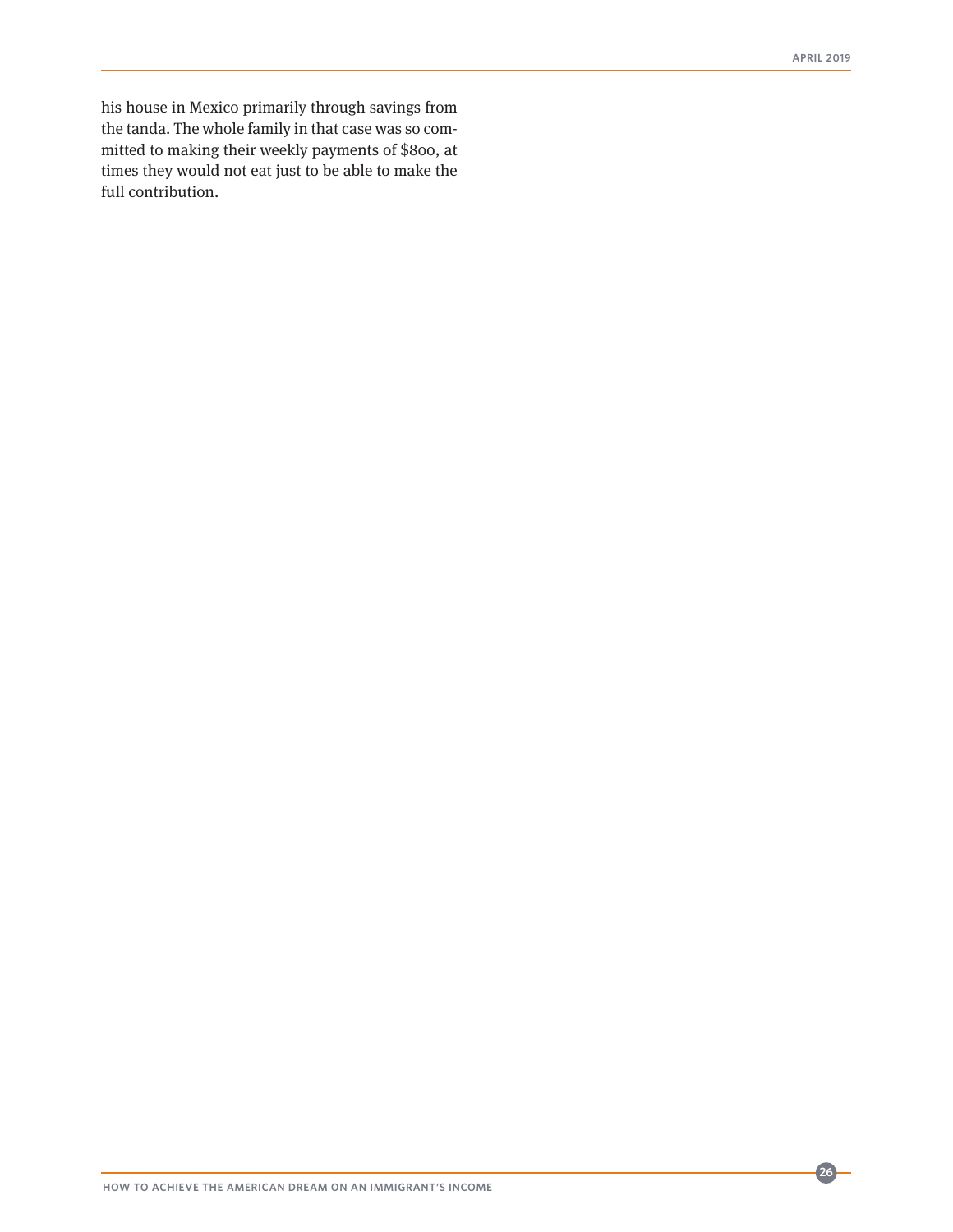his house in Mexico primarily through savings from the tanda. The whole family in that case was so committed to making their weekly payments of $800, at times they would not eat just to be able to make the full contribution.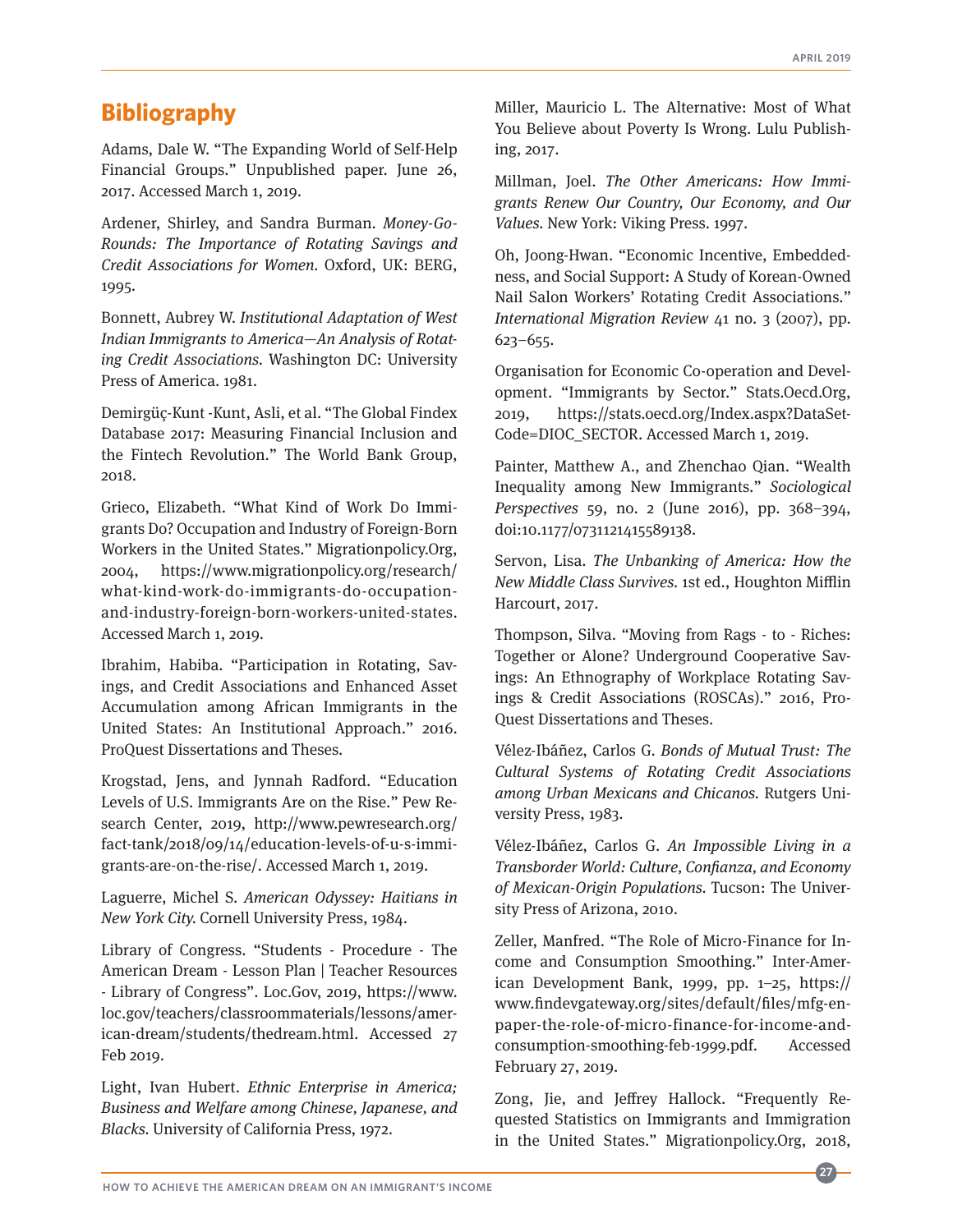## Bibliography

Adams, Dale W. "The Expanding World of Self-Help Financial Groups." Unpublished paper. June 26, 2017. Accessed March 1, 2019.

Ardener, Shirley, and Sandra Burman. *Money-Go-Rounds: The Importance of Rotating Savings and Credit Associations for Women*. Oxford, UK: BERG, 1995.

Bonnett, Aubrey W. *Institutional Adaptation of West Indian Immigrants to America—An Analysis of Rotating Credit Associations*. Washington DC: University Press of America. 1981.

Demirgüç-Kunt -Kunt, Asli, et al. "The Global Findex Database 2017: Measuring Financial Inclusion and the Fintech Revolution." The World Bank Group, 2018.

Grieco, Elizabeth. "What Kind of Work Do Immigrants Do? Occupation and Industry of Foreign-Born Workers in the United States." Migrationpolicy.Org, 2004, https://www.migrationpolicy.org/research/what-kind-work-do-immigrants-do-occupation-and-industry-foreign-born-workers-united-states. Accessed March 1, 2019.

Ibrahim, Habiba. "Participation in Rotating, Savings, and Credit Associations and Enhanced Asset Accumulation among African Immigrants in the United States: An Institutional Approach." 2016. ProQuest Dissertations and Theses.

Krogstad, Jens, and Jynnah Radford. "Education Levels of U.S. Immigrants Are on the Rise." Pew Research Center, 2019, http://www.pewresearch.org/fact-tank/2018/09/14/education-levels-of-u-s-immigrants-are-on-the-rise/. Accessed March 1, 2019.

Laguerre, Michel S. *American Odyssey: Haitians in New York City*. Cornell University Press, 1984.

Library of Congress. "Students - Procedure - The American Dream - Lesson Plan | Teacher Resources - Library of Congress". Loc.Gov, 2019, https://www.loc.gov/teachers/classroommaterials/lessons/american-dream/students/thedream.html. Accessed 27 Feb 2019.

Light, Ivan Hubert. *Ethnic Enterprise in America; Business and Welfare among Chinese, Japanese, and Blacks*. University of California Press, 1972.

Miller, Mauricio L. The Alternative: Most of What You Believe about Poverty Is Wrong. Lulu Publishing, 2017.

Millman, Joel. *The Other Americans: How Immigrants Renew Our Country, Our Economy, and Our Values*. New York: Viking Press. 1997.

Oh, Joong-Hwan. "Economic Incentive, Embeddedness, and Social Support: A Study of Korean-Owned Nail Salon Workers' Rotating Credit Associations." *International Migration Review* 41 no. 3 (2007), pp. 623–655.

Organisation for Economic Co-operation and Development. "Immigrants by Sector." Stats.Oecd.Org, 2019, https://stats.oecd.org/Index.aspx?DataSetCode=DIOC_SECTOR. Accessed March 1, 2019.

Painter, Matthew A., and Zhenchao Qian. "Wealth Inequality among New Immigrants." *Sociological Perspectives* 59, no. 2 (June 2016), pp. 368–394, doi:10.1177/0731121415589138.

Servon, Lisa. *The Unbanking of America: How the New Middle Class Survives*. 1st ed., Houghton Mifflin Harcourt, 2017.

Thompson, Silva. "Moving from Rags - to - Riches: Together or Alone? Underground Cooperative Savings: An Ethnography of Workplace Rotating Savings & Credit Associations (ROSCAs)." 2016, ProQuest Dissertations and Theses.

Vélez-Ibáñez, Carlos G. *Bonds of Mutual Trust: The Cultural Systems of Rotating Credit Associations among Urban Mexicans and Chicanos*. Rutgers University Press, 1983.

Vélez-Ibáñez, Carlos G. *An Impossible Living in a Transborder World: Culture, Confianza, and Economy of Mexican-Origin Populations*. Tucson: The University Press of Arizona, 2010.

Zeller, Manfred. "The Role of Micro-Finance for Income and Consumption Smoothing." Inter-American Development Bank, 1999, pp. 1–25, https://www.findevgateway.org/sites/default/files/mfg-en-paper-the-role-of-micro-finance-for-income-and-consumption-smoothing-feb-1999.pdf. Accessed February 27, 2019.

Zong, Jie, and Jeffrey Hallock. "Frequently Requested Statistics on Immigrants and Immigration in the United States." Migrationpolicy.Org, 2018,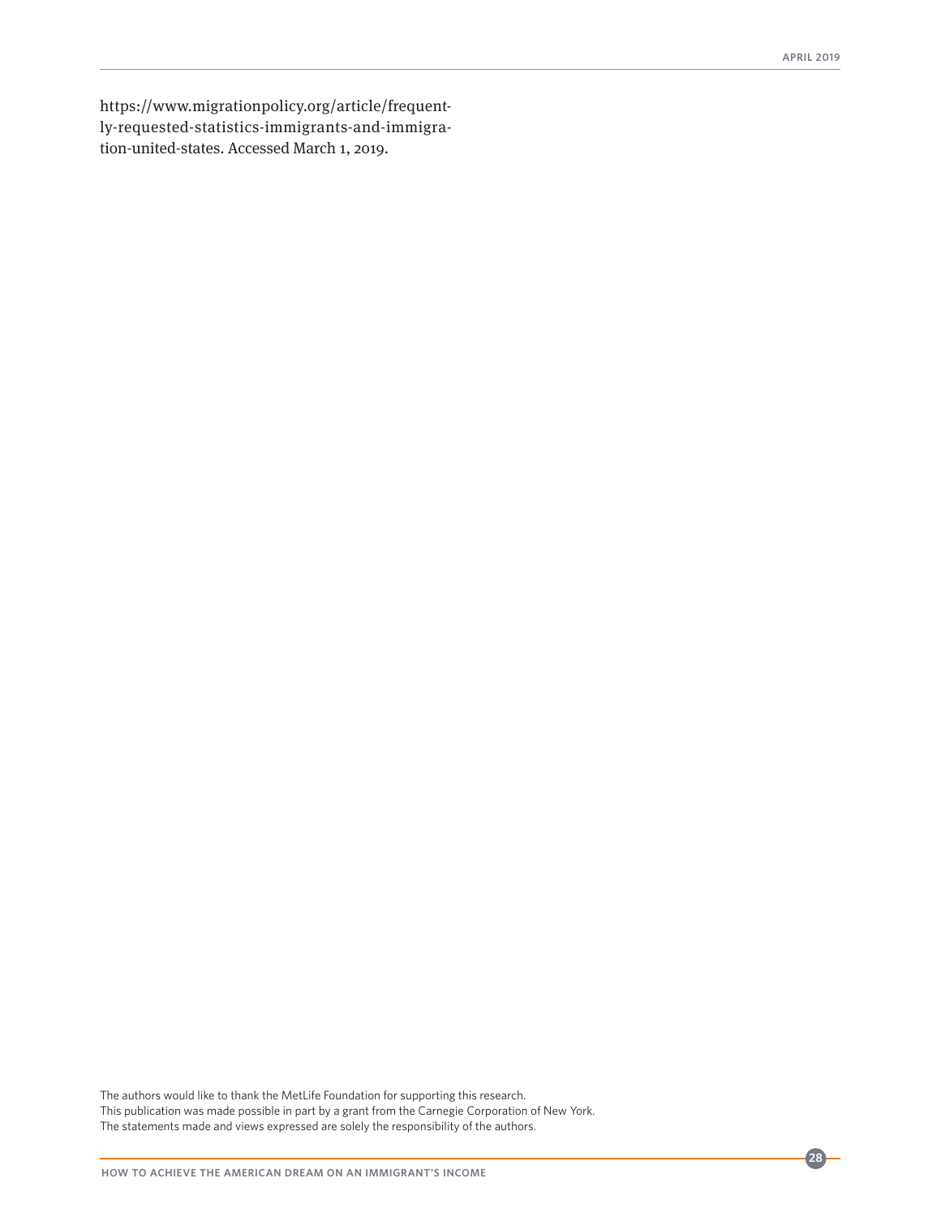https://www.migrationpolicy.org/article/frequently-requested-statistics-immigrants-and-immigration-united-states. Accessed March 1, 2019.

The authors would like to thank the MetLife Foundation for supporting this research.
This publication was made possible in part by a grant from the Carnegie Corporation of New York.
The statements made and views expressed are solely the responsibility of the authors.